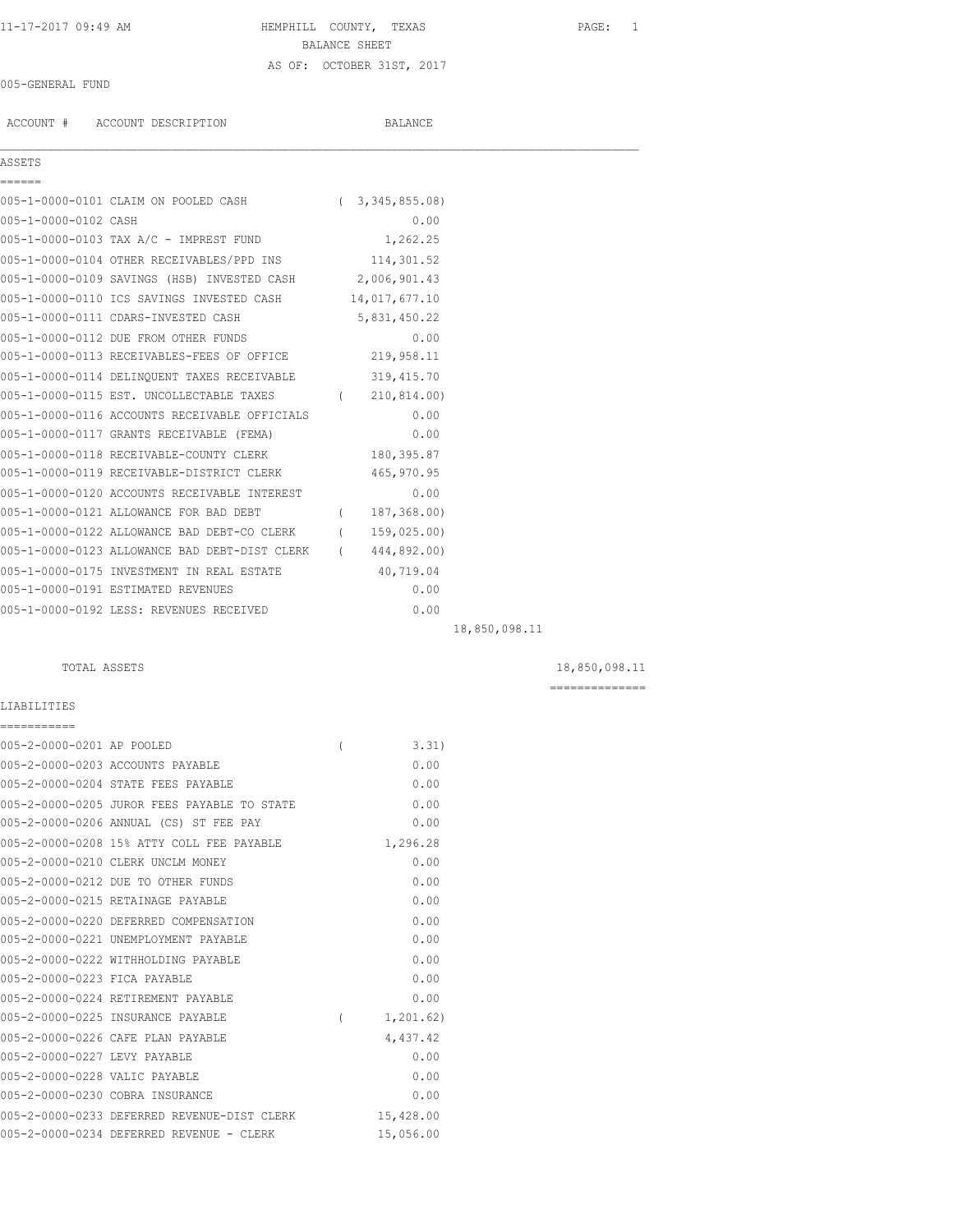11-17-2017 09:49 AM

# HEMPHILL COUNTY, TEXAS
## BALANCE SHEET
### AS OF: OCTOBER 31ST, 2017

005-GENERAL FUND

| ACCOUNT # | ACCOUNT DESCRIPTION | BALANCE | | |
|---|---|---|---|---|
| **ASSETS** | | | | |
| 005-1-0000-0101 | CLAIM ON POOLED CASH | ( 3,345,855.08) | | |
| 005-1-0000-0102 | CASH | 0.00 | | |
| 005-1-0000-0103 | TAX A/C - IMPREST FUND | 1,262.25 | | |
| 005-1-0000-0104 | OTHER RECEIVABLES/PPD INS | 114,301.52 | | |
| 005-1-0000-0109 | SAVINGS (HSB) INVESTED CASH | 2,006,901.43 | | |
| 005-1-0000-0110 | ICS SAVINGS INVESTED CASH | 14,017,677.10 | | |
| 005-1-0000-0111 | CDARS-INVESTED CASH | 5,831,450.22 | | |
| 005-1-0000-0112 | DUE FROM OTHER FUNDS | 0.00 | | |
| 005-1-0000-0113 | RECEIVABLES-FEES OF OFFICE | 219,958.11 | | |
| 005-1-0000-0114 | DELINQUENT TAXES RECEIVABLE | 319,415.70 | | |
| 005-1-0000-0115 | EST. UNCOLLECTABLE TAXES | ( 210,814.00) | | |
| 005-1-0000-0116 | ACCOUNTS RECEIVABLE OFFICIALS | 0.00 | | |
| 005-1-0000-0117 | GRANTS RECEIVABLE (FEMA) | 0.00 | | |
| 005-1-0000-0118 | RECEIVABLE-COUNTY CLERK | 180,395.87 | | |
| 005-1-0000-0119 | RECEIVABLE-DISTRICT CLERK | 465,970.95 | | |
| 005-1-0000-0120 | ACCOUNTS RECEIVABLE INTEREST | 0.00 | | |
| 005-1-0000-0121 | ALLOWANCE FOR BAD DEBT | ( 187,368.00) | | |
| 005-1-0000-0122 | ALLOWANCE BAD DEBT-CO CLERK | ( 159,025.00) | | |
| 005-1-0000-0123 | ALLOWANCE BAD DEBT-DIST CLERK | ( 444,892.00) | | |
| 005-1-0000-0175 | INVESTMENT IN REAL ESTATE | 40,719.04 | | |
| 005-1-0000-0191 | ESTIMATED REVENUES | 0.00 | | |
| 005-1-0000-0192 | LESS: REVENUES RECEIVED | 0.00 | | |
| | | | 18,850,098.11 | |
| | TOTAL ASSETS | | | 18,850,098.11 |
| **LIABILITIES** | | | | |
| 005-2-0000-0201 | AP POOLED | ( 3.31) | | |
| 005-2-0000-0203 | ACCOUNTS PAYABLE | 0.00 | | |
| 005-2-0000-0204 | STATE FEES PAYABLE | 0.00 | | |
| 005-2-0000-0205 | JUROR FEES PAYABLE TO STATE | 0.00 | | |
| 005-2-0000-0206 | ANNUAL (CS) ST FEE PAY | 0.00 | | |
| 005-2-0000-0208 | 15% ATTY COLL FEE PAYABLE | 1,296.28 | | |
| 005-2-0000-0210 | CLERK UNCLM MONEY | 0.00 | | |
| 005-2-0000-0212 | DUE TO OTHER FUNDS | 0.00 | | |
| 005-2-0000-0215 | RETAINAGE PAYABLE | 0.00 | | |
| 005-2-0000-0220 | DEFERRED COMPENSATION | 0.00 | | |
| 005-2-0000-0221 | UNEMPLOYMENT PAYABLE | 0.00 | | |
| 005-2-0000-0222 | WITHHOLDING PAYABLE | 0.00 | | |
| 005-2-0000-0223 | FICA PAYABLE | 0.00 | | |
| 005-2-0000-0224 | RETIREMENT PAYABLE | 0.00 | | |
| 005-2-0000-0225 | INSURANCE PAYABLE | ( 1,201.62) | | |
| 005-2-0000-0226 | CAFE PLAN PAYABLE | 4,437.42 | | |
| 005-2-0000-0227 | LEVY PAYABLE | 0.00 | | |
| 005-2-0000-0228 | VALIC PAYABLE | 0.00 | | |
| 005-2-0000-0230 | COBRA INSURANCE | 0.00 | | |
| 005-2-0000-0233 | DEFERRED REVENUE-DIST CLERK | 15,428.00 | | |
| 005-2-0000-0234 | DEFERRED REVENUE - CLERK | 15,056.00 | | |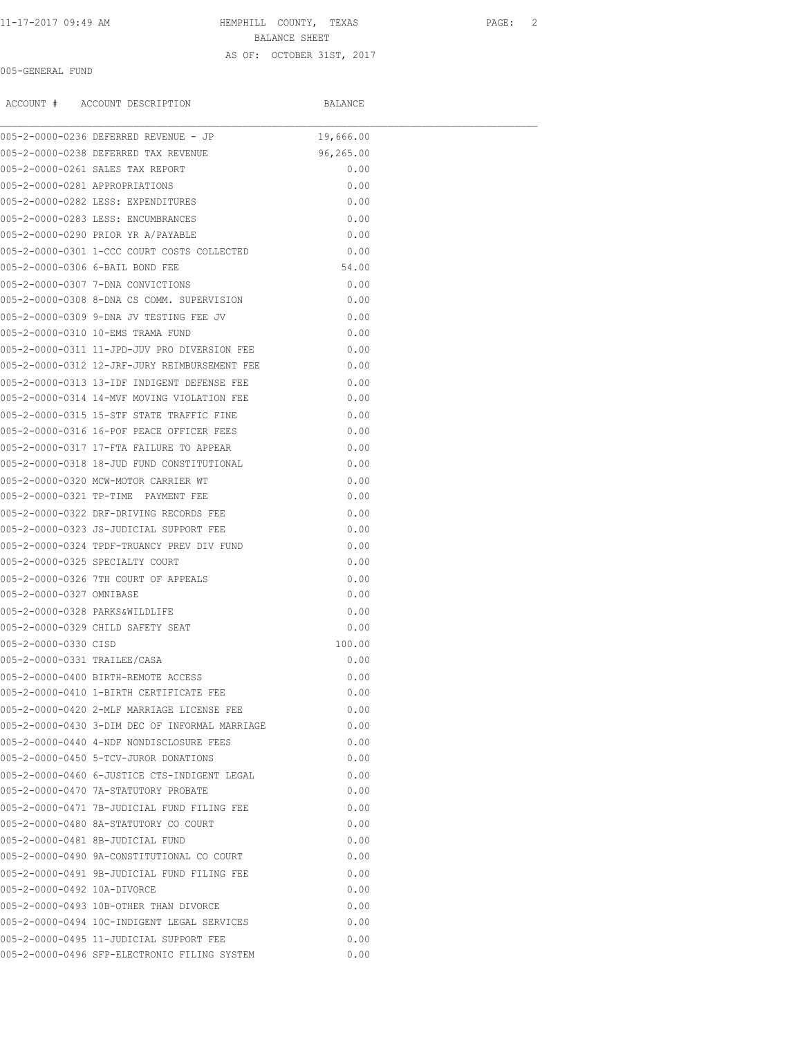HEMPHILL COUNTY, TEXAS

BALANCE SHEET

AS OF: OCTOBER 31ST, 2017

005-GENERAL FUND

| ACCOUNT # | ACCOUNT DESCRIPTION | BALANCE |
|---|---|---|
| 005-2-0000-0236 | DEFERRED REVENUE - JP | 19,666.00 |
| 005-2-0000-0238 | DEFERRED TAX REVENUE | 96,265.00 |
| 005-2-0000-0261 | SALES TAX REPORT | 0.00 |
| 005-2-0000-0281 | APPROPRIATIONS | 0.00 |
| 005-2-0000-0282 | LESS: EXPENDITURES | 0.00 |
| 005-2-0000-0283 | LESS: ENCUMBRANCES | 0.00 |
| 005-2-0000-0290 | PRIOR YR A/PAYABLE | 0.00 |
| 005-2-0000-0301 | 1-CCC COURT COSTS COLLECTED | 0.00 |
| 005-2-0000-0306 | 6-BAIL BOND FEE | 54.00 |
| 005-2-0000-0307 | 7-DNA CONVICTIONS | 0.00 |
| 005-2-0000-0308 | 8-DNA CS COMM. SUPERVISION | 0.00 |
| 005-2-0000-0309 | 9-DNA JV TESTING FEE JV | 0.00 |
| 005-2-0000-0310 | 10-EMS TRAMA FUND | 0.00 |
| 005-2-0000-0311 | 11-JPD-JUV PRO DIVERSION FEE | 0.00 |
| 005-2-0000-0312 | 12-JRF-JURY REIMBURSEMENT FEE | 0.00 |
| 005-2-0000-0313 | 13-IDF INDIGENT DEFENSE FEE | 0.00 |
| 005-2-0000-0314 | 14-MVF MOVING VIOLATION FEE | 0.00 |
| 005-2-0000-0315 | 15-STF STATE TRAFFIC FINE | 0.00 |
| 005-2-0000-0316 | 16-POF PEACE OFFICER FEES | 0.00 |
| 005-2-0000-0317 | 17-FTA FAILURE TO APPEAR | 0.00 |
| 005-2-0000-0318 | 18-JUD FUND CONSTITUTIONAL | 0.00 |
| 005-2-0000-0320 | MCW-MOTOR CARRIER WT | 0.00 |
| 005-2-0000-0321 | TP-TIME PAYMENT FEE | 0.00 |
| 005-2-0000-0322 | DRF-DRIVING RECORDS FEE | 0.00 |
| 005-2-0000-0323 | JS-JUDICIAL SUPPORT FEE | 0.00 |
| 005-2-0000-0324 | TPDF-TRUANCY PREV DIV FUND | 0.00 |
| 005-2-0000-0325 | SPECIALTY COURT | 0.00 |
| 005-2-0000-0326 | 7TH COURT OF APPEALS | 0.00 |
| 005-2-0000-0327 | OMNIBASE | 0.00 |
| 005-2-0000-0328 | PARKS&WILDLIFE | 0.00 |
| 005-2-0000-0329 | CHILD SAFETY SEAT | 0.00 |
| 005-2-0000-0330 | CISD | 100.00 |
| 005-2-0000-0331 | TRAILEE/CASA | 0.00 |
| 005-2-0000-0400 | BIRTH-REMOTE ACCESS | 0.00 |
| 005-2-0000-0410 | 1-BIRTH CERTIFICATE FEE | 0.00 |
| 005-2-0000-0420 | 2-MLF MARRIAGE LICENSE FEE | 0.00 |
| 005-2-0000-0430 | 3-DIM DEC OF INFORMAL MARRIAGE | 0.00 |
| 005-2-0000-0440 | 4-NDF NONDISCLOSURE FEES | 0.00 |
| 005-2-0000-0450 | 5-TCV-JUROR DONATIONS | 0.00 |
| 005-2-0000-0460 | 6-JUSTICE CTS-INDIGENT LEGAL | 0.00 |
| 005-2-0000-0470 | 7A-STATUTORY PROBATE | 0.00 |
| 005-2-0000-0471 | 7B-JUDICIAL FUND FILING FEE | 0.00 |
| 005-2-0000-0480 | 8A-STATUTORY CO COURT | 0.00 |
| 005-2-0000-0481 | 8B-JUDICIAL FUND | 0.00 |
| 005-2-0000-0490 | 9A-CONSTITUTIONAL CO COURT | 0.00 |
| 005-2-0000-0491 | 9B-JUDICIAL FUND FILING FEE | 0.00 |
| 005-2-0000-0492 | 10A-DIVORCE | 0.00 |
| 005-2-0000-0493 | 10B-OTHER THAN DIVORCE | 0.00 |
| 005-2-0000-0494 | 10C-INDIGENT LEGAL SERVICES | 0.00 |
| 005-2-0000-0495 | 11-JUDICIAL SUPPORT FEE | 0.00 |
| 005-2-0000-0496 | SFP-ELECTRONIC FILING SYSTEM | 0.00 |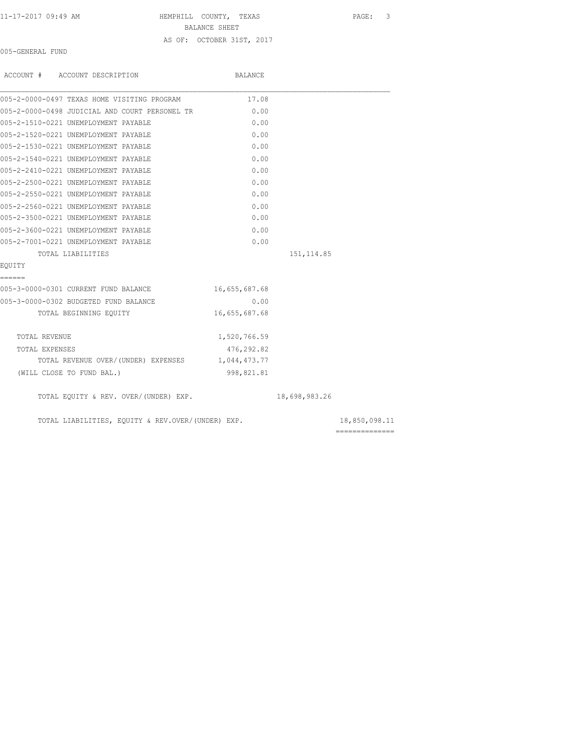HEMPHILL COUNTY, TEXAS
BALANCE SHEET
AS OF: OCTOBER 31ST, 2017

005-GENERAL FUND

| ACCOUNT # ACCOUNT DESCRIPTION | BALANCE | | |
|---|---|---|---|
| 005-2-0000-0497 TEXAS HOME VISITING PROGRAM | 17.08 | | |
| 005-2-0000-0498 JUDICIAL AND COURT PERSONEL TR | 0.00 | | |
| 005-2-1510-0221 UNEMPLOYMENT PAYABLE | 0.00 | | |
| 005-2-1520-0221 UNEMPLOYMENT PAYABLE | 0.00 | | |
| 005-2-1530-0221 UNEMPLOYMENT PAYABLE | 0.00 | | |
| 005-2-1540-0221 UNEMPLOYMENT PAYABLE | 0.00 | | |
| 005-2-2410-0221 UNEMPLOYMENT PAYABLE | 0.00 | | |
| 005-2-2500-0221 UNEMPLOYMENT PAYABLE | 0.00 | | |
| 005-2-2550-0221 UNEMPLOYMENT PAYABLE | 0.00 | | |
| 005-2-2560-0221 UNEMPLOYMENT PAYABLE | 0.00 | | |
| 005-2-3500-0221 UNEMPLOYMENT PAYABLE | 0.00 | | |
| 005-2-3600-0221 UNEMPLOYMENT PAYABLE | 0.00 | | |
| 005-2-7001-0221 UNEMPLOYMENT PAYABLE | 0.00 | | |
| TOTAL LIABILITIES | | 151,114.85 | |

EQUITY
======

| ACCOUNT # ACCOUNT DESCRIPTION | BALANCE | | |
|---|---|---|---|
| 005-3-0000-0301 CURRENT FUND BALANCE | 16,655,687.68 | | |
| 005-3-0000-0302 BUDGETED FUND BALANCE | 0.00 | | |
| TOTAL BEGINNING EQUITY | 16,655,687.68 | | |
| TOTAL REVENUE | 1,520,766.59 | | |
| TOTAL EXPENSES | 476,292.82 | | |
| TOTAL REVENUE OVER/(UNDER) EXPENSES | 1,044,473.77 | | |
| (WILL CLOSE TO FUND BAL.) | 998,821.81 | | |
| TOTAL EQUITY & REV. OVER/(UNDER) EXP. | | 18,698,983.26 | |
| TOTAL LIABILITIES, EQUITY & REV.OVER/(UNDER) EXP. | | | 18,850,098.11 |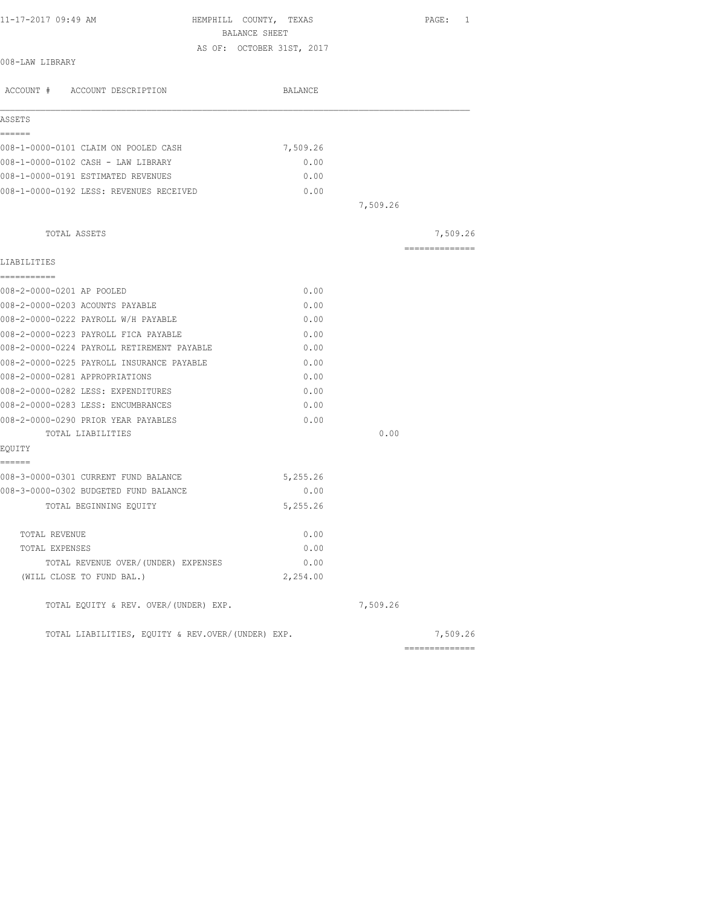11-17-2017 09:49 AM

# HEMPHILL COUNTY, TEXAS
## BALANCE SHEET
### AS OF: OCTOBER 31ST, 2017

008-LAW LIBRARY

| ACCOUNT # ACCOUNT DESCRIPTION | BALANCE | | |
|---|---|---|---|
| **ASSETS** | | | |
| 008-1-0000-0101 CLAIM ON POOLED CASH | 7,509.26 | | |
| 008-1-0000-0102 CASH - LAW LIBRARY | 0.00 | | |
| 008-1-0000-0191 ESTIMATED REVENUES | 0.00 | | |
| 008-1-0000-0192 LESS: REVENUES RECEIVED | 0.00 | | |
| | | 7,509.26 | |
| TOTAL ASSETS | | | 7,509.26 |
| **LIABILITIES** | | | |
| 008-2-0000-0201 AP POOLED | 0.00 | | |
| 008-2-0000-0203 ACOUNTS PAYABLE | 0.00 | | |
| 008-2-0000-0222 PAYROLL W/H PAYABLE | 0.00 | | |
| 008-2-0000-0223 PAYROLL FICA PAYABLE | 0.00 | | |
| 008-2-0000-0224 PAYROLL RETIREMENT PAYABLE | 0.00 | | |
| 008-2-0000-0225 PAYROLL INSURANCE PAYABLE | 0.00 | | |
| 008-2-0000-0281 APPROPRIATIONS | 0.00 | | |
| 008-2-0000-0282 LESS: EXPENDITURES | 0.00 | | |
| 008-2-0000-0283 LESS: ENCUMBRANCES | 0.00 | | |
| 008-2-0000-0290 PRIOR YEAR PAYABLES | 0.00 | | |
| TOTAL LIABILITIES | | 0.00 | |
| **EQUITY** | | | |
| 008-3-0000-0301 CURRENT FUND BALANCE | 5,255.26 | | |
| 008-3-0000-0302 BUDGETED FUND BALANCE | 0.00 | | |
| TOTAL BEGINNING EQUITY | 5,255.26 | | |
| TOTAL REVENUE | 0.00 | | |
| TOTAL EXPENSES | 0.00 | | |
| TOTAL REVENUE OVER/(UNDER) EXPENSES | 0.00 | | |
| (WILL CLOSE TO FUND BAL.) | 2,254.00 | | |
| TOTAL EQUITY & REV. OVER/(UNDER) EXP. | | 7,509.26 | |
| TOTAL LIABILITIES, EQUITY & REV.OVER/(UNDER) EXP. | | | 7,509.26 |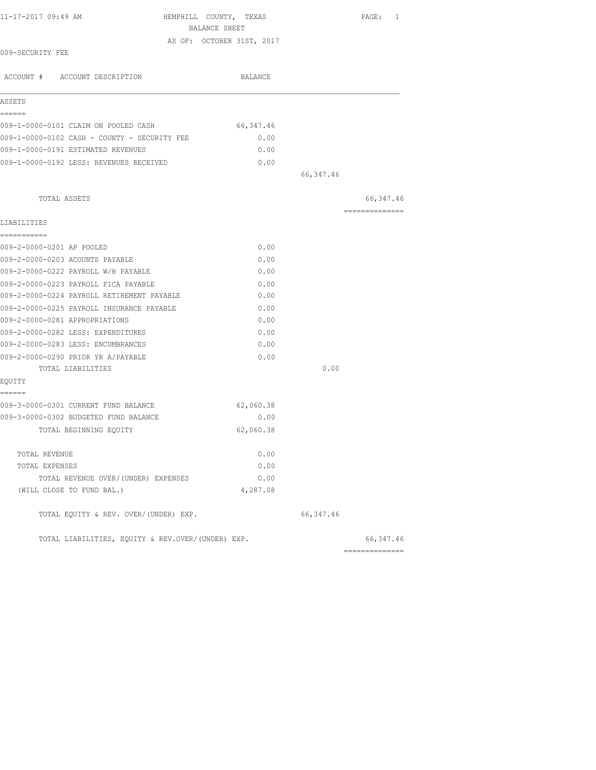11-17-2017 09:49 AM

# HEMPHILL COUNTY, TEXAS

## BALANCE SHEET

AS OF: OCTOBER 31ST, 2017

009-SECURITY FEE

| ACCOUNT # ACCOUNT DESCRIPTION | BALANCE | | |
|---|---|---|---|
| **ASSETS** | | | |
| 009-1-0000-0101 CLAIM ON POOLED CASH | 66,347.46 | | |
| 009-1-0000-0102 CASH - COUNTY - SECURITY FEE | 0.00 | | |
| 009-1-0000-0191 ESTIMATED REVENUES | 0.00 | | |
| 009-1-0000-0192 LESS: REVENUES RECEIVED | 0.00 | | |
| | | 66,347.46 | |
| TOTAL ASSETS | | | 66,347.46 |
| **LIABILITIES** | | | |
| 009-2-0000-0201 AP POOLED | 0.00 | | |
| 009-2-0000-0203 ACOUNTS PAYABLE | 0.00 | | |
| 009-2-0000-0222 PAYROLL W/H PAYABLE | 0.00 | | |
| 009-2-0000-0223 PAYROLL FICA PAYABLE | 0.00 | | |
| 009-2-0000-0224 PAYROLL RETIREMENT PAYABLE | 0.00 | | |
| 009-2-0000-0225 PAYROLL INSURANCE PAYABLE | 0.00 | | |
| 009-2-0000-0281 APPROPRIATIONS | 0.00 | | |
| 009-2-0000-0282 LESS: EXPENDITURES | 0.00 | | |
| 009-2-0000-0283 LESS: ENCUMBRANCES | 0.00 | | |
| 009-2-0000-0290 PRIOR YR A/PAYABLE | 0.00 | | |
| TOTAL LIABILITIES | | 0.00 | |
| **EQUITY** | | | |
| 009-3-0000-0301 CURRENT FUND BALANCE | 62,060.38 | | |
| 009-3-0000-0302 BUDGETED FUND BALANCE | 0.00 | | |
| TOTAL BEGINNING EQUITY | 62,060.38 | | |
| TOTAL REVENUE | 0.00 | | |
| TOTAL EXPENSES | 0.00 | | |
| TOTAL REVENUE OVER/(UNDER) EXPENSES | 0.00 | | |
| (WILL CLOSE TO FUND BAL.) | 4,287.08 | | |
| TOTAL EQUITY & REV. OVER/(UNDER) EXP. | | 66,347.46 | |
| TOTAL LIABILITIES, EQUITY & REV.OVER/(UNDER) EXP. | | | 66,347.46 |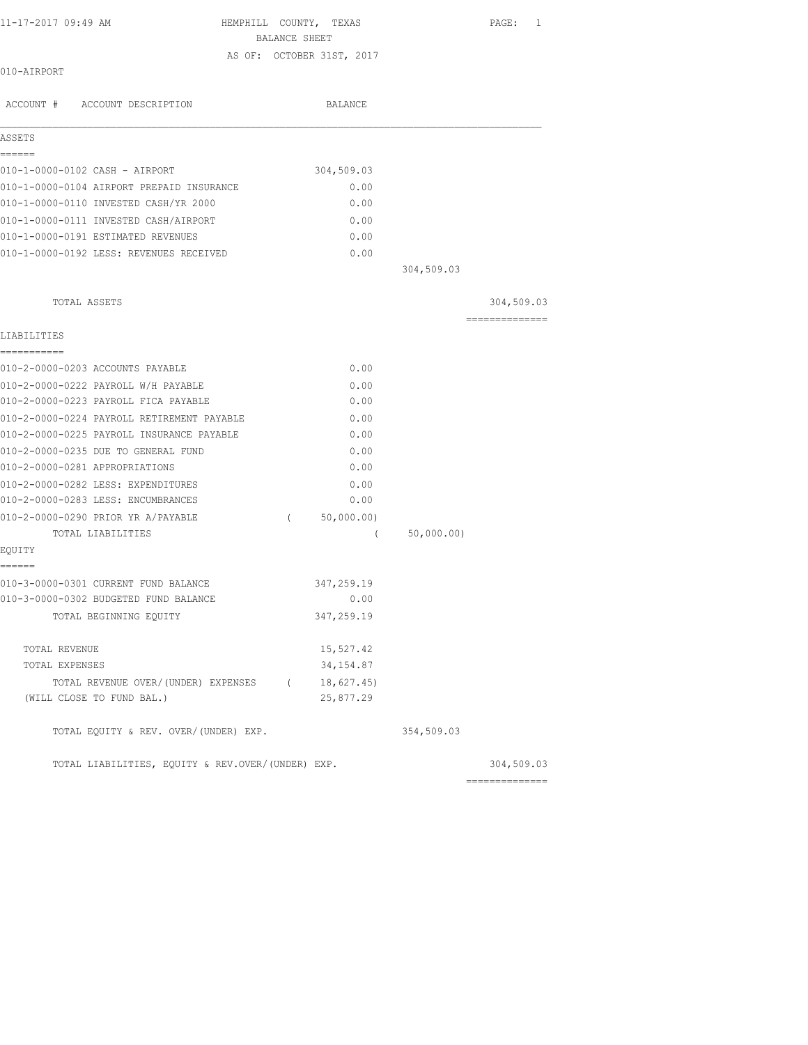11-17-2017 09:49 AM

# HEMPHILL COUNTY, TEXAS

## BALANCE SHEET

AS OF: OCTOBER 31ST, 2017

010-AIRPORT

| ACCOUNT # ACCOUNT DESCRIPTION | BALANCE | | |
|---|---|---|---|
| **ASSETS** | | | |
| 010-1-0000-0102 CASH - AIRPORT | 304,509.03 | | |
| 010-1-0000-0104 AIRPORT PREPAID INSURANCE | 0.00 | | |
| 010-1-0000-0110 INVESTED CASH/YR 2000 | 0.00 | | |
| 010-1-0000-0111 INVESTED CASH/AIRPORT | 0.00 | | |
| 010-1-0000-0191 ESTIMATED REVENUES | 0.00 | | |
| 010-1-0000-0192 LESS: REVENUES RECEIVED | 0.00 | | |
| | | 304,509.03 | |
| TOTAL ASSETS | | | 304,509.03 |
| **LIABILITIES** | | | |
| 010-2-0000-0203 ACCOUNTS PAYABLE | 0.00 | | |
| 010-2-0000-0222 PAYROLL W/H PAYABLE | 0.00 | | |
| 010-2-0000-0223 PAYROLL FICA PAYABLE | 0.00 | | |
| 010-2-0000-0224 PAYROLL RETIREMENT PAYABLE | 0.00 | | |
| 010-2-0000-0225 PAYROLL INSURANCE PAYABLE | 0.00 | | |
| 010-2-0000-0235 DUE TO GENERAL FUND | 0.00 | | |
| 010-2-0000-0281 APPROPRIATIONS | 0.00 | | |
| 010-2-0000-0282 LESS: EXPENDITURES | 0.00 | | |
| 010-2-0000-0283 LESS: ENCUMBRANCES | 0.00 | | |
| 010-2-0000-0290 PRIOR YR A/PAYABLE | ( 50,000.00) | | |
| TOTAL LIABILITIES | | ( 50,000.00) | |
| **EQUITY** | | | |
| 010-3-0000-0301 CURRENT FUND BALANCE | 347,259.19 | | |
| 010-3-0000-0302 BUDGETED FUND BALANCE | 0.00 | | |
| TOTAL BEGINNING EQUITY | 347,259.19 | | |
| TOTAL REVENUE | 15,527.42 | | |
| TOTAL EXPENSES | 34,154.87 | | |
| TOTAL REVENUE OVER/(UNDER) EXPENSES | ( 18,627.45) | | |
| (WILL CLOSE TO FUND BAL.) | 25,877.29 | | |
| TOTAL EQUITY & REV. OVER/(UNDER) EXP. | | 354,509.03 | |
| TOTAL LIABILITIES, EQUITY & REV.OVER/(UNDER) EXP. | | | 304,509.03 |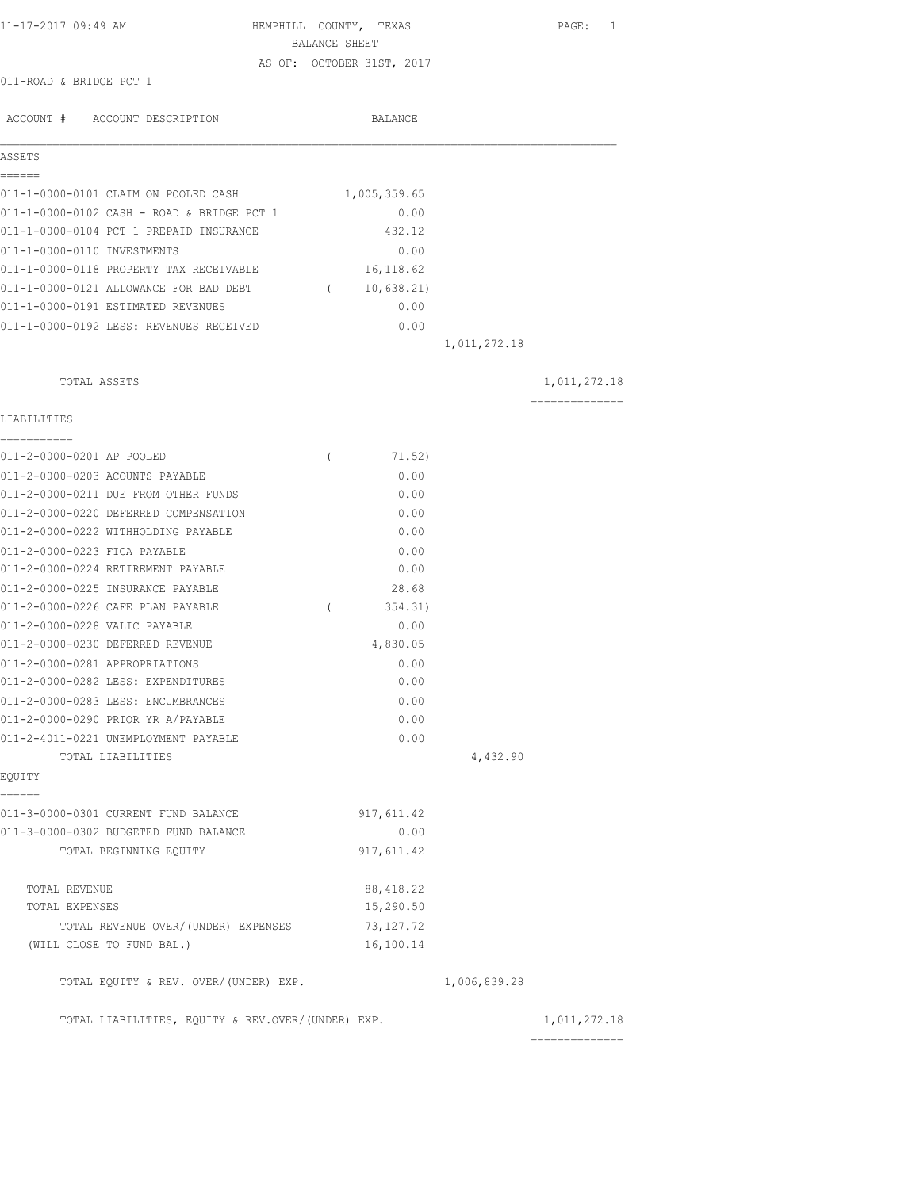11-17-2017 09:49 AM

# HEMPHILL COUNTY, TEXAS
## BALANCE SHEET
### AS OF: OCTOBER 31ST, 2017

011-ROAD & BRIDGE PCT 1

| ACCOUNT # ACCOUNT DESCRIPTION | BALANCE | | |
|---|---|---|---|
| **ASSETS** | | | |
| 011-1-0000-0101 CLAIM ON POOLED CASH | 1,005,359.65 | | |
| 011-1-0000-0102 CASH - ROAD & BRIDGE PCT 1 | 0.00 | | |
| 011-1-0000-0104 PCT 1 PREPAID INSURANCE | 432.12 | | |
| 011-1-0000-0110 INVESTMENTS | 0.00 | | |
| 011-1-0000-0118 PROPERTY TAX RECEIVABLE | 16,118.62 | | |
| 011-1-0000-0121 ALLOWANCE FOR BAD DEBT | ( 10,638.21) | | |
| 011-1-0000-0191 ESTIMATED REVENUES | 0.00 | | |
| 011-1-0000-0192 LESS: REVENUES RECEIVED | 0.00 | | |
| | | 1,011,272.18 | |
| TOTAL ASSETS | | | 1,011,272.18 |
| **LIABILITIES** | | | |
| 011-2-0000-0201 AP POOLED | ( 71.52) | | |
| 011-2-0000-0203 ACOUNTS PAYABLE | 0.00 | | |
| 011-2-0000-0211 DUE FROM OTHER FUNDS | 0.00 | | |
| 011-2-0000-0220 DEFERRED COMPENSATION | 0.00 | | |
| 011-2-0000-0222 WITHHOLDING PAYABLE | 0.00 | | |
| 011-2-0000-0223 FICA PAYABLE | 0.00 | | |
| 011-2-0000-0224 RETIREMENT PAYABLE | 0.00 | | |
| 011-2-0000-0225 INSURANCE PAYABLE | 28.68 | | |
| 011-2-0000-0226 CAFE PLAN PAYABLE | ( 354.31) | | |
| 011-2-0000-0228 VALIC PAYABLE | 0.00 | | |
| 011-2-0000-0230 DEFERRED REVENUE | 4,830.05 | | |
| 011-2-0000-0281 APPROPRIATIONS | 0.00 | | |
| 011-2-0000-0282 LESS: EXPENDITURES | 0.00 | | |
| 011-2-0000-0283 LESS: ENCUMBRANCES | 0.00 | | |
| 011-2-0000-0290 PRIOR YR A/PAYABLE | 0.00 | | |
| 011-2-4011-0221 UNEMPLOYMENT PAYABLE | 0.00 | | |
| TOTAL LIABILITIES | | 4,432.90 | |
| **EQUITY** | | | |
| 011-3-0000-0301 CURRENT FUND BALANCE | 917,611.42 | | |
| 011-3-0000-0302 BUDGETED FUND BALANCE | 0.00 | | |
| TOTAL BEGINNING EQUITY | 917,611.42 | | |
| TOTAL REVENUE | 88,418.22 | | |
| TOTAL EXPENSES | 15,290.50 | | |
| TOTAL REVENUE OVER/(UNDER) EXPENSES | 73,127.72 | | |
| (WILL CLOSE TO FUND BAL.) | 16,100.14 | | |
| TOTAL EQUITY & REV. OVER/(UNDER) EXP. | | 1,006,839.28 | |
| TOTAL LIABILITIES, EQUITY & REV.OVER/(UNDER) EXP. | | | 1,011,272.18 |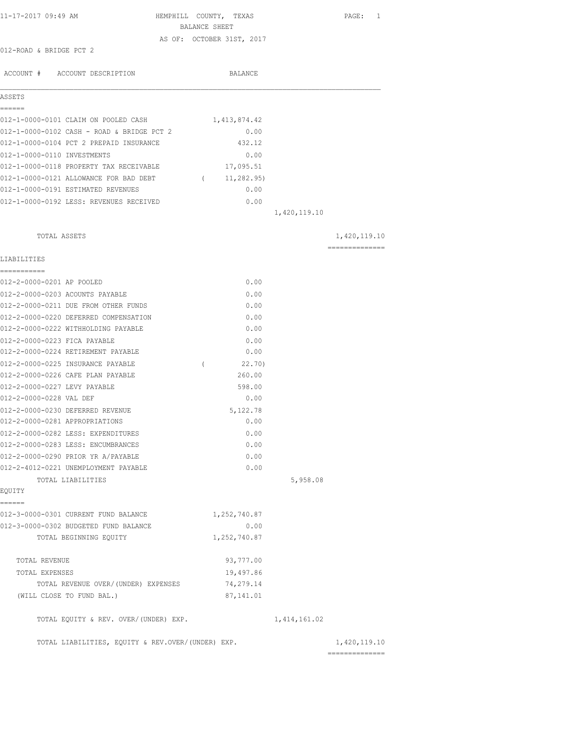11-17-2017 09:49 AM

# HEMPHILL COUNTY, TEXAS
## BALANCE SHEET
### AS OF: OCTOBER 31ST, 2017

012-ROAD & BRIDGE PCT 2

| ACCOUNT # ACCOUNT DESCRIPTION | BALANCE | | |
|---|---|---|---|
| **ASSETS** | | | |
| 012-1-0000-0101 CLAIM ON POOLED CASH | 1,413,874.42 | | |
| 012-1-0000-0102 CASH - ROAD & BRIDGE PCT 2 | 0.00 | | |
| 012-1-0000-0104 PCT 2 PREPAID INSURANCE | 432.12 | | |
| 012-1-0000-0110 INVESTMENTS | 0.00 | | |
| 012-1-0000-0118 PROPERTY TAX RECEIVABLE | 17,095.51 | | |
| 012-1-0000-0121 ALLOWANCE FOR BAD DEBT | ( 11,282.95) | | |
| 012-1-0000-0191 ESTIMATED REVENUES | 0.00 | | |
| 012-1-0000-0192 LESS: REVENUES RECEIVED | 0.00 | | |
| | | 1,420,119.10 | |
| TOTAL ASSETS | | | 1,420,119.10 |
| **LIABILITIES** | | | |
| 012-2-0000-0201 AP POOLED | 0.00 | | |
| 012-2-0000-0203 ACOUNTS PAYABLE | 0.00 | | |
| 012-2-0000-0211 DUE FROM OTHER FUNDS | 0.00 | | |
| 012-2-0000-0220 DEFERRED COMPENSATION | 0.00 | | |
| 012-2-0000-0222 WITHHOLDING PAYABLE | 0.00 | | |
| 012-2-0000-0223 FICA PAYABLE | 0.00 | | |
| 012-2-0000-0224 RETIREMENT PAYABLE | 0.00 | | |
| 012-2-0000-0225 INSURANCE PAYABLE | ( 22.70) | | |
| 012-2-0000-0226 CAFE PLAN PAYABLE | 260.00 | | |
| 012-2-0000-0227 LEVY PAYABLE | 598.00 | | |
| 012-2-0000-0228 VAL DEF | 0.00 | | |
| 012-2-0000-0230 DEFERRED REVENUE | 5,122.78 | | |
| 012-2-0000-0281 APPROPRIATIONS | 0.00 | | |
| 012-2-0000-0282 LESS: EXPENDITURES | 0.00 | | |
| 012-2-0000-0283 LESS: ENCUMBRANCES | 0.00 | | |
| 012-2-0000-0290 PRIOR YR A/PAYABLE | 0.00 | | |
| 012-2-4012-0221 UNEMPLOYMENT PAYABLE | 0.00 | | |
| TOTAL LIABILITIES | | 5,958.08 | |
| **EQUITY** | | | |
| 012-3-0000-0301 CURRENT FUND BALANCE | 1,252,740.87 | | |
| 012-3-0000-0302 BUDGETED FUND BALANCE | 0.00 | | |
| TOTAL BEGINNING EQUITY | 1,252,740.87 | | |
| TOTAL REVENUE | 93,777.00 | | |
| TOTAL EXPENSES | 19,497.86 | | |
| TOTAL REVENUE OVER/(UNDER) EXPENSES | 74,279.14 | | |
| (WILL CLOSE TO FUND BAL.) | 87,141.01 | | |
| TOTAL EQUITY & REV. OVER/(UNDER) EXP. | | 1,414,161.02 | |
| TOTAL LIABILITIES, EQUITY & REV.OVER/(UNDER) EXP. | | | 1,420,119.10 |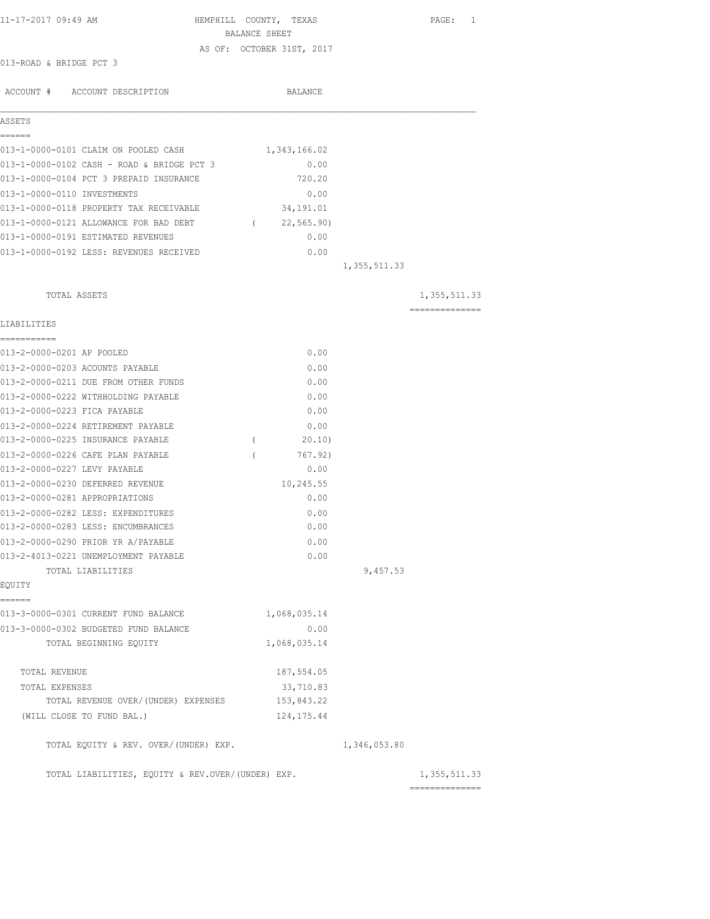11-17-2017 09:49 AM

# HEMPHILL COUNTY, TEXAS
## BALANCE SHEET
### AS OF: OCTOBER 31ST, 2017

013-ROAD & BRIDGE PCT 3

| ACCOUNT # ACCOUNT DESCRIPTION | BALANCE | | |
|---|---|---|---|
| **ASSETS** | | | |
| 013-1-0000-0101 CLAIM ON POOLED CASH | 1,343,166.02 | | |
| 013-1-0000-0102 CASH - ROAD & BRIDGE PCT 3 | 0.00 | | |
| 013-1-0000-0104 PCT 3 PREPAID INSURANCE | 720.20 | | |
| 013-1-0000-0110 INVESTMENTS | 0.00 | | |
| 013-1-0000-0118 PROPERTY TAX RECEIVABLE | 34,191.01 | | |
| 013-1-0000-0121 ALLOWANCE FOR BAD DEBT | ( 22,565.90) | | |
| 013-1-0000-0191 ESTIMATED REVENUES | 0.00 | | |
| 013-1-0000-0192 LESS: REVENUES RECEIVED | 0.00 | | |
| | | 1,355,511.33 | |
| TOTAL ASSETS | | | 1,355,511.33 |
| **LIABILITIES** | | | |
| 013-2-0000-0201 AP POOLED | 0.00 | | |
| 013-2-0000-0203 ACOUNTS PAYABLE | 0.00 | | |
| 013-2-0000-0211 DUE FROM OTHER FUNDS | 0.00 | | |
| 013-2-0000-0222 WITHHOLDING PAYABLE | 0.00 | | |
| 013-2-0000-0223 FICA PAYABLE | 0.00 | | |
| 013-2-0000-0224 RETIREMENT PAYABLE | 0.00 | | |
| 013-2-0000-0225 INSURANCE PAYABLE | ( 20.10) | | |
| 013-2-0000-0226 CAFE PLAN PAYABLE | ( 767.92) | | |
| 013-2-0000-0227 LEVY PAYABLE | 0.00 | | |
| 013-2-0000-0230 DEFERRED REVENUE | 10,245.55 | | |
| 013-2-0000-0281 APPROPRIATIONS | 0.00 | | |
| 013-2-0000-0282 LESS: EXPENDITURES | 0.00 | | |
| 013-2-0000-0283 LESS: ENCUMBRANCES | 0.00 | | |
| 013-2-0000-0290 PRIOR YR A/PAYABLE | 0.00 | | |
| 013-2-4013-0221 UNEMPLOYMENT PAYABLE | 0.00 | | |
| TOTAL LIABILITIES | | 9,457.53 | |
| **EQUITY** | | | |
| 013-3-0000-0301 CURRENT FUND BALANCE | 1,068,035.14 | | |
| 013-3-0000-0302 BUDGETED FUND BALANCE | 0.00 | | |
| TOTAL BEGINNING EQUITY | 1,068,035.14 | | |
| TOTAL REVENUE | 187,554.05 | | |
| TOTAL EXPENSES | 33,710.83 | | |
| TOTAL REVENUE OVER/(UNDER) EXPENSES | 153,843.22 | | |
| (WILL CLOSE TO FUND BAL.) | 124,175.44 | | |
| TOTAL EQUITY & REV. OVER/(UNDER) EXP. | | 1,346,053.80 | |
| TOTAL LIABILITIES, EQUITY & REV.OVER/(UNDER) EXP. | | | 1,355,511.33 |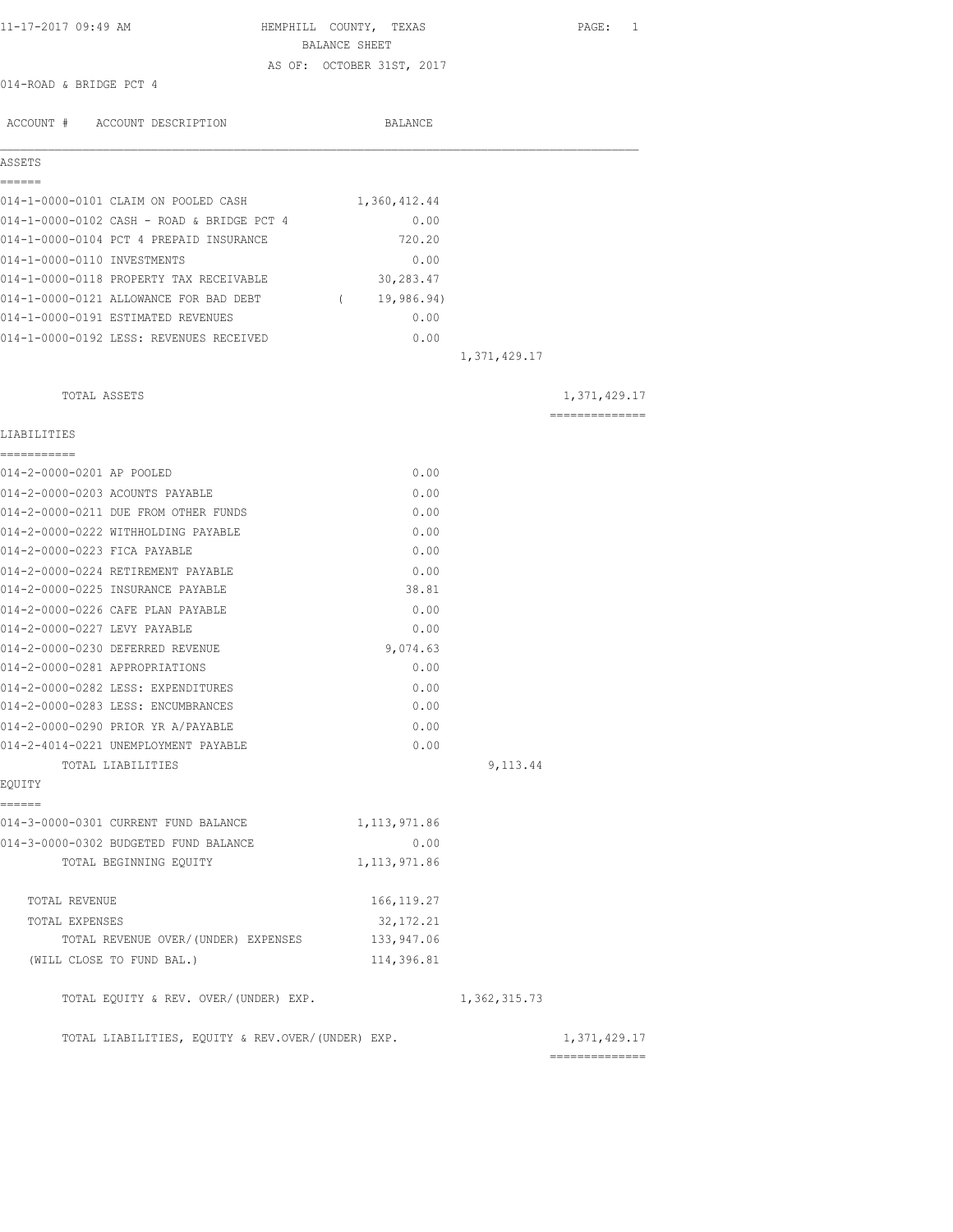11-17-2017 09:49 AM

# HEMPHILL COUNTY, TEXAS
## BALANCE SHEET
AS OF: OCTOBER 31ST, 2017

014-ROAD & BRIDGE PCT 4

| ACCOUNT # ACCOUNT DESCRIPTION | BALANCE | | |
|---|---|---|---|
| **ASSETS** | | | |
| 014-1-0000-0101 CLAIM ON POOLED CASH | 1,360,412.44 | | |
| 014-1-0000-0102 CASH - ROAD & BRIDGE PCT 4 | 0.00 | | |
| 014-1-0000-0104 PCT 4 PREPAID INSURANCE | 720.20 | | |
| 014-1-0000-0110 INVESTMENTS | 0.00 | | |
| 014-1-0000-0118 PROPERTY TAX RECEIVABLE | 30,283.47 | | |
| 014-1-0000-0121 ALLOWANCE FOR BAD DEBT | ( 19,986.94) | | |
| 014-1-0000-0191 ESTIMATED REVENUES | 0.00 | | |
| 014-1-0000-0192 LESS: REVENUES RECEIVED | 0.00 | | |
| | | 1,371,429.17 | |
| TOTAL ASSETS | | | 1,371,429.17 |
| **LIABILITIES** | | | |
| 014-2-0000-0201 AP POOLED | 0.00 | | |
| 014-2-0000-0203 ACOUNTS PAYABLE | 0.00 | | |
| 014-2-0000-0211 DUE FROM OTHER FUNDS | 0.00 | | |
| 014-2-0000-0222 WITHHOLDING PAYABLE | 0.00 | | |
| 014-2-0000-0223 FICA PAYABLE | 0.00 | | |
| 014-2-0000-0224 RETIREMENT PAYABLE | 0.00 | | |
| 014-2-0000-0225 INSURANCE PAYABLE | 38.81 | | |
| 014-2-0000-0226 CAFE PLAN PAYABLE | 0.00 | | |
| 014-2-0000-0227 LEVY PAYABLE | 0.00 | | |
| 014-2-0000-0230 DEFERRED REVENUE | 9,074.63 | | |
| 014-2-0000-0281 APPROPRIATIONS | 0.00 | | |
| 014-2-0000-0282 LESS: EXPENDITURES | 0.00 | | |
| 014-2-0000-0283 LESS: ENCUMBRANCES | 0.00 | | |
| 014-2-0000-0290 PRIOR YR A/PAYABLE | 0.00 | | |
| 014-2-4014-0221 UNEMPLOYMENT PAYABLE | 0.00 | | |
| TOTAL LIABILITIES | | 9,113.44 | |
| **EQUITY** | | | |
| 014-3-0000-0301 CURRENT FUND BALANCE | 1,113,971.86 | | |
| 014-3-0000-0302 BUDGETED FUND BALANCE | 0.00 | | |
| TOTAL BEGINNING EQUITY | 1,113,971.86 | | |
| TOTAL REVENUE | 166,119.27 | | |
| TOTAL EXPENSES | 32,172.21 | | |
| TOTAL REVENUE OVER/(UNDER) EXPENSES | 133,947.06 | | |
| (WILL CLOSE TO FUND BAL.) | 114,396.81 | | |
| TOTAL EQUITY & REV. OVER/(UNDER) EXP. | | 1,362,315.73 | |
| TOTAL LIABILITIES, EQUITY & REV.OVER/(UNDER) EXP. | | | 1,371,429.17 |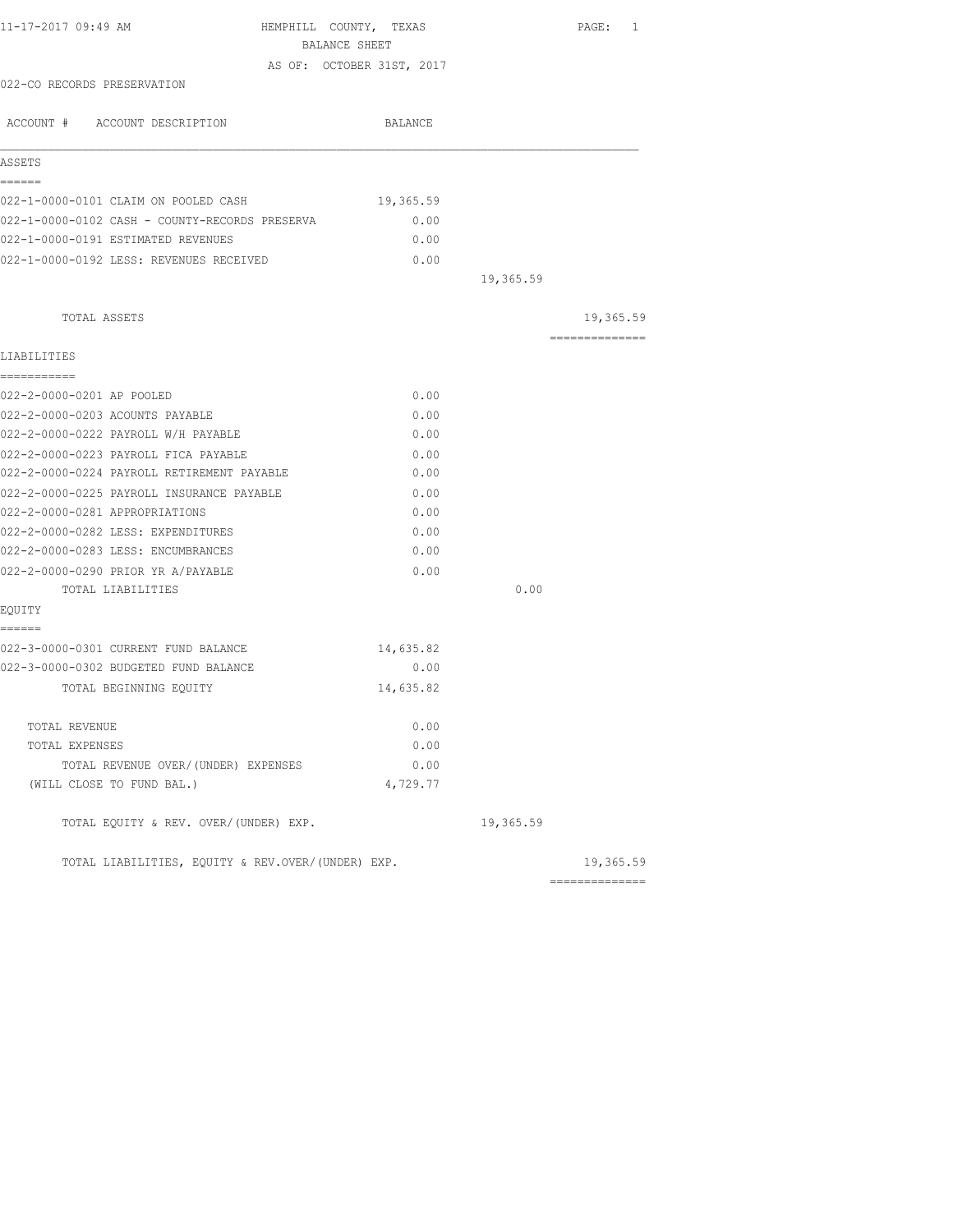11-17-2017 09:49 AM

# HEMPHILL COUNTY, TEXAS

## BALANCE SHEET

AS OF: OCTOBER 31ST, 2017

022-CO RECORDS PRESERVATION

| ACCOUNT # ACCOUNT DESCRIPTION | BALANCE | | |
|---|---|---|---|
| **ASSETS** | | | |
| 022-1-0000-0101 CLAIM ON POOLED CASH | 19,365.59 | | |
| 022-1-0000-0102 CASH - COUNTY-RECORDS PRESERVA | 0.00 | | |
| 022-1-0000-0191 ESTIMATED REVENUES | 0.00 | | |
| 022-1-0000-0192 LESS: REVENUES RECEIVED | 0.00 | | |
| | | 19,365.59 | |
| TOTAL ASSETS | | | 19,365.59 |
| **LIABILITIES** | | | |
| 022-2-0000-0201 AP POOLED | 0.00 | | |
| 022-2-0000-0203 ACOUNTS PAYABLE | 0.00 | | |
| 022-2-0000-0222 PAYROLL W/H PAYABLE | 0.00 | | |
| 022-2-0000-0223 PAYROLL FICA PAYABLE | 0.00 | | |
| 022-2-0000-0224 PAYROLL RETIREMENT PAYABLE | 0.00 | | |
| 022-2-0000-0225 PAYROLL INSURANCE PAYABLE | 0.00 | | |
| 022-2-0000-0281 APPROPRIATIONS | 0.00 | | |
| 022-2-0000-0282 LESS: EXPENDITURES | 0.00 | | |
| 022-2-0000-0283 LESS: ENCUMBRANCES | 0.00 | | |
| 022-2-0000-0290 PRIOR YR A/PAYABLE | 0.00 | | |
| TOTAL LIABILITIES | | 0.00 | |
| **EQUITY** | | | |
| 022-3-0000-0301 CURRENT FUND BALANCE | 14,635.82 | | |
| 022-3-0000-0302 BUDGETED FUND BALANCE | 0.00 | | |
| TOTAL BEGINNING EQUITY | 14,635.82 | | |
| TOTAL REVENUE | 0.00 | | |
| TOTAL EXPENSES | 0.00 | | |
| TOTAL REVENUE OVER/(UNDER) EXPENSES | 0.00 | | |
| (WILL CLOSE TO FUND BAL.) | 4,729.77 | | |
| TOTAL EQUITY & REV. OVER/(UNDER) EXP. | | 19,365.59 | |
| TOTAL LIABILITIES, EQUITY & REV.OVER/(UNDER) EXP. | | | 19,365.59 |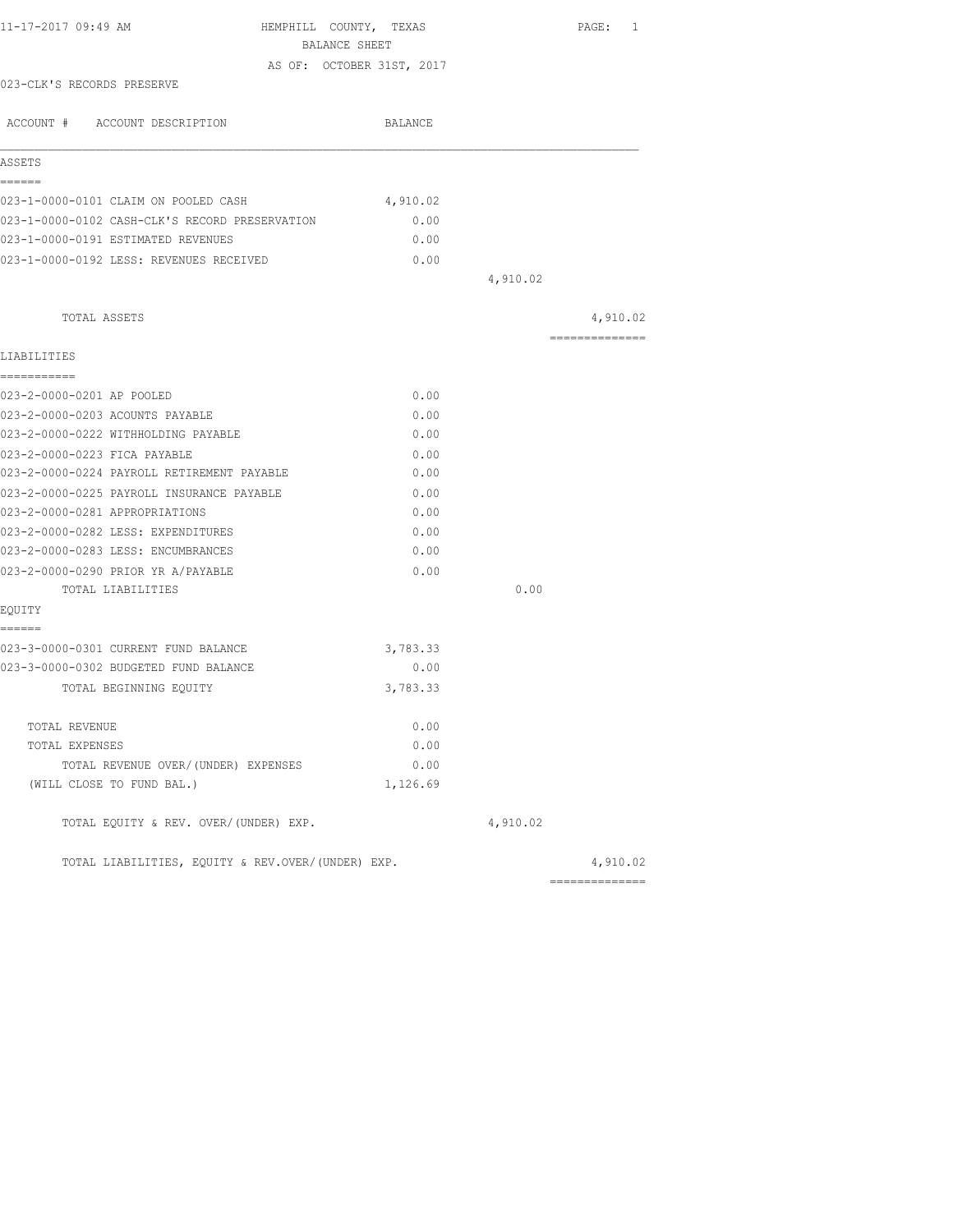11-17-2017 09:49 AM

# HEMPHILL COUNTY, TEXAS
## BALANCE SHEET
### AS OF: OCTOBER 31ST, 2017

023-CLK'S RECORDS PRESERVE

| ACCOUNT # ACCOUNT DESCRIPTION | BALANCE | | |
|---|---|---|---|
| **ASSETS** | | | |
| 023-1-0000-0101 CLAIM ON POOLED CASH | 4,910.02 | | |
| 023-1-0000-0102 CASH-CLK'S RECORD PRESERVATION | 0.00 | | |
| 023-1-0000-0191 ESTIMATED REVENUES | 0.00 | | |
| 023-1-0000-0192 LESS: REVENUES RECEIVED | 0.00 | | |
| | | 4,910.02 | |
| TOTAL ASSETS | | | 4,910.02 |
| **LIABILITIES** | | | |
| 023-2-0000-0201 AP POOLED | 0.00 | | |
| 023-2-0000-0203 ACOUNTS PAYABLE | 0.00 | | |
| 023-2-0000-0222 WITHHOLDING PAYABLE | 0.00 | | |
| 023-2-0000-0223 FICA PAYABLE | 0.00 | | |
| 023-2-0000-0224 PAYROLL RETIREMENT PAYABLE | 0.00 | | |
| 023-2-0000-0225 PAYROLL INSURANCE PAYABLE | 0.00 | | |
| 023-2-0000-0281 APPROPRIATIONS | 0.00 | | |
| 023-2-0000-0282 LESS: EXPENDITURES | 0.00 | | |
| 023-2-0000-0283 LESS: ENCUMBRANCES | 0.00 | | |
| 023-2-0000-0290 PRIOR YR A/PAYABLE | 0.00 | | |
| TOTAL LIABILITIES | | 0.00 | |
| **EQUITY** | | | |
| 023-3-0000-0301 CURRENT FUND BALANCE | 3,783.33 | | |
| 023-3-0000-0302 BUDGETED FUND BALANCE | 0.00 | | |
| TOTAL BEGINNING EQUITY | 3,783.33 | | |
| TOTAL REVENUE | 0.00 | | |
| TOTAL EXPENSES | 0.00 | | |
| TOTAL REVENUE OVER/(UNDER) EXPENSES | 0.00 | | |
| (WILL CLOSE TO FUND BAL.) | 1,126.69 | | |
| TOTAL EQUITY & REV. OVER/(UNDER) EXP. | | 4,910.02 | |
| TOTAL LIABILITIES, EQUITY & REV.OVER/(UNDER) EXP. | | | 4,910.02 |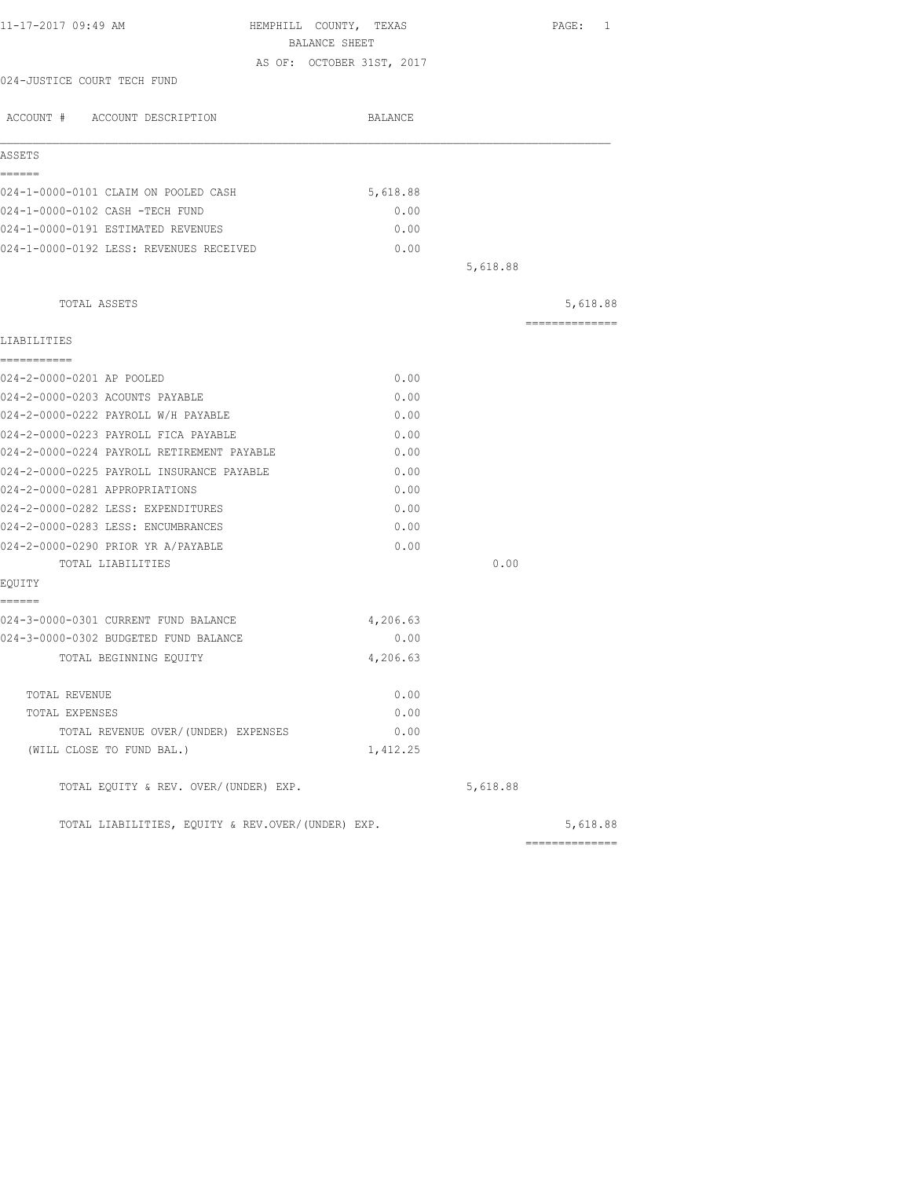11-17-2017 09:49 AM

# HEMPHILL COUNTY, TEXAS

## BALANCE SHEET

AS OF: OCTOBER 31ST, 2017

024-JUSTICE COURT TECH FUND

| ACCOUNT # ACCOUNT DESCRIPTION | BALANCE | | |
|---|---|---|---|
| **ASSETS** | | | |
| 024-1-0000-0101 CLAIM ON POOLED CASH | 5,618.88 | | |
| 024-1-0000-0102 CASH -TECH FUND | 0.00 | | |
| 024-1-0000-0191 ESTIMATED REVENUES | 0.00 | | |
| 024-1-0000-0192 LESS: REVENUES RECEIVED | 0.00 | | |
| | | 5,618.88 | |
| TOTAL ASSETS | | | 5,618.88 |
| **LIABILITIES** | | | |
| 024-2-0000-0201 AP POOLED | 0.00 | | |
| 024-2-0000-0203 ACOUNTS PAYABLE | 0.00 | | |
| 024-2-0000-0222 PAYROLL W/H PAYABLE | 0.00 | | |
| 024-2-0000-0223 PAYROLL FICA PAYABLE | 0.00 | | |
| 024-2-0000-0224 PAYROLL RETIREMENT PAYABLE | 0.00 | | |
| 024-2-0000-0225 PAYROLL INSURANCE PAYABLE | 0.00 | | |
| 024-2-0000-0281 APPROPRIATIONS | 0.00 | | |
| 024-2-0000-0282 LESS: EXPENDITURES | 0.00 | | |
| 024-2-0000-0283 LESS: ENCUMBRANCES | 0.00 | | |
| 024-2-0000-0290 PRIOR YR A/PAYABLE | 0.00 | | |
| TOTAL LIABILITIES | | 0.00 | |
| **EQUITY** | | | |
| 024-3-0000-0301 CURRENT FUND BALANCE | 4,206.63 | | |
| 024-3-0000-0302 BUDGETED FUND BALANCE | 0.00 | | |
| TOTAL BEGINNING EQUITY | 4,206.63 | | |
| TOTAL REVENUE | 0.00 | | |
| TOTAL EXPENSES | 0.00 | | |
| TOTAL REVENUE OVER/(UNDER) EXPENSES | 0.00 | | |
| (WILL CLOSE TO FUND BAL.) | 1,412.25 | | |
| TOTAL EQUITY & REV. OVER/(UNDER) EXP. | | 5,618.88 | |
| TOTAL LIABILITIES, EQUITY & REV.OVER/(UNDER) EXP. | | | 5,618.88 |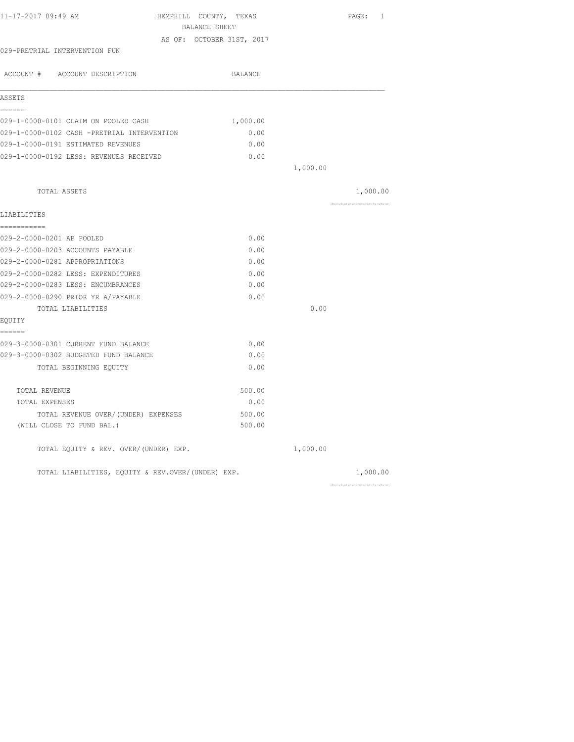11-17-2017 09:49 AM HEMPHILL COUNTY, TEXAS

BALANCE SHEET

AS OF: OCTOBER 31ST, 2017

029-PRETRIAL INTERVENTION FUN

| ACCOUNT # ACCOUNT DESCRIPTION | BALANCE | | |
|---|---|---|---|
| **ASSETS** | | | |
| 029-1-0000-0101 CLAIM ON POOLED CASH | 1,000.00 | | |
| 029-1-0000-0102 CASH -PRETRIAL INTERVENTION | 0.00 | | |
| 029-1-0000-0191 ESTIMATED REVENUES | 0.00 | | |
| 029-1-0000-0192 LESS: REVENUES RECEIVED | 0.00 | | |
| | | 1,000.00 | |
| TOTAL ASSETS | | | 1,000.00 |
| **LIABILITIES** | | | |
| 029-2-0000-0201 AP POOLED | 0.00 | | |
| 029-2-0000-0203 ACCOUNTS PAYABLE | 0.00 | | |
| 029-2-0000-0281 APPROPRIATIONS | 0.00 | | |
| 029-2-0000-0282 LESS: EXPENDITURES | 0.00 | | |
| 029-2-0000-0283 LESS: ENCUMBRANCES | 0.00 | | |
| 029-2-0000-0290 PRIOR YR A/PAYABLE | 0.00 | | |
| TOTAL LIABILITIES | | 0.00 | |
| **EQUITY** | | | |
| 029-3-0000-0301 CURRENT FUND BALANCE | 0.00 | | |
| 029-3-0000-0302 BUDGETED FUND BALANCE | 0.00 | | |
| TOTAL BEGINNING EQUITY | 0.00 | | |
| TOTAL REVENUE | 500.00 | | |
| TOTAL EXPENSES | 0.00 | | |
| TOTAL REVENUE OVER/(UNDER) EXPENSES | 500.00 | | |
| (WILL CLOSE TO FUND BAL.) | 500.00 | | |
| TOTAL EQUITY & REV. OVER/(UNDER) EXP. | | 1,000.00 | |
| TOTAL LIABILITIES, EQUITY & REV.OVER/(UNDER) EXP. | | | 1,000.00 |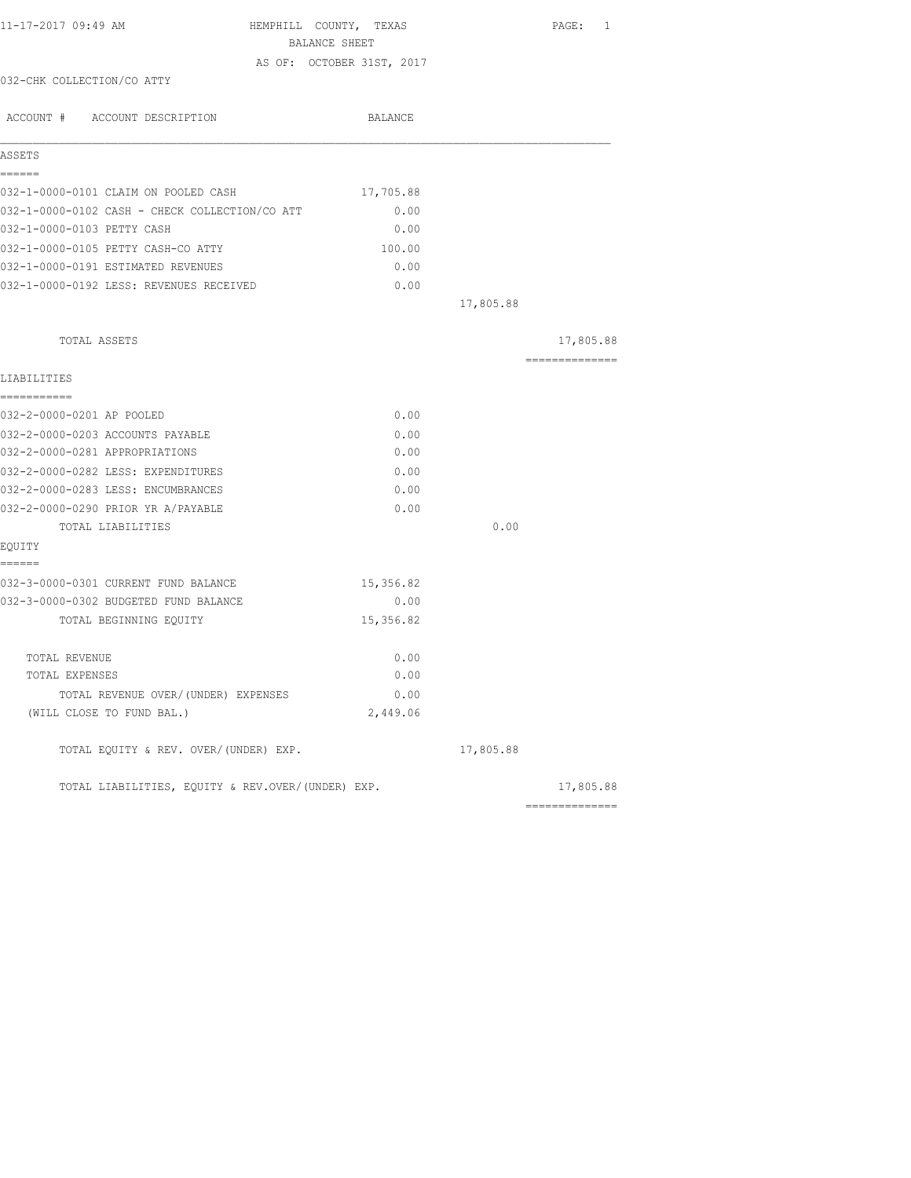11-17-2017 09:49 AM

# HEMPHILL COUNTY, TEXAS

## BALANCE SHEET

AS OF: OCTOBER 31ST, 2017

032-CHK COLLECTION/CO ATTY

| ACCOUNT # ACCOUNT DESCRIPTION | BALANCE | | |
|---|---|---|---|
| **ASSETS** | | | |
| 032-1-0000-0101 CLAIM ON POOLED CASH | 17,705.88 | | |
| 032-1-0000-0102 CASH - CHECK COLLECTION/CO ATT | 0.00 | | |
| 032-1-0000-0103 PETTY CASH | 0.00 | | |
| 032-1-0000-0105 PETTY CASH-CO ATTY | 100.00 | | |
| 032-1-0000-0191 ESTIMATED REVENUES | 0.00 | | |
| 032-1-0000-0192 LESS: REVENUES RECEIVED | 0.00 | | |
| | | 17,805.88 | |
| TOTAL ASSETS | | | 17,805.88 |
| **LIABILITIES** | | | |
| 032-2-0000-0201 AP POOLED | 0.00 | | |
| 032-2-0000-0203 ACCOUNTS PAYABLE | 0.00 | | |
| 032-2-0000-0281 APPROPRIATIONS | 0.00 | | |
| 032-2-0000-0282 LESS: EXPENDITURES | 0.00 | | |
| 032-2-0000-0283 LESS: ENCUMBRANCES | 0.00 | | |
| 032-2-0000-0290 PRIOR YR A/PAYABLE | 0.00 | | |
| TOTAL LIABILITIES | | 0.00 | |
| **EQUITY** | | | |
| 032-3-0000-0301 CURRENT FUND BALANCE | 15,356.82 | | |
| 032-3-0000-0302 BUDGETED FUND BALANCE | 0.00 | | |
| TOTAL BEGINNING EQUITY | 15,356.82 | | |
| TOTAL REVENUE | 0.00 | | |
| TOTAL EXPENSES | 0.00 | | |
| TOTAL REVENUE OVER/(UNDER) EXPENSES | 0.00 | | |
| (WILL CLOSE TO FUND BAL.) | 2,449.06 | | |
| TOTAL EQUITY & REV. OVER/(UNDER) EXP. | | 17,805.88 | |
| TOTAL LIABILITIES, EQUITY & REV.OVER/(UNDER) EXP. | | | 17,805.88 |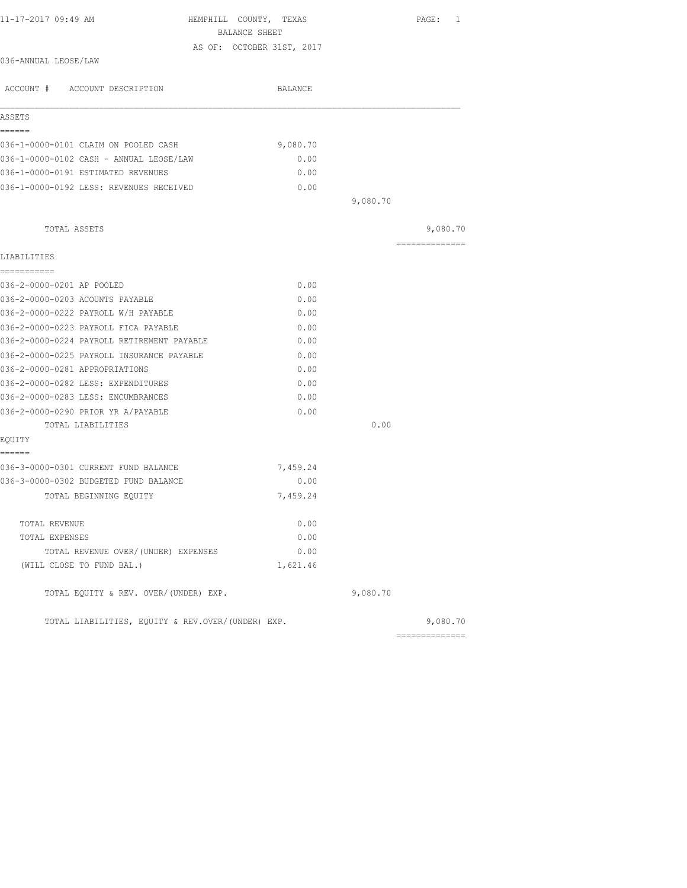11-17-2017 09:49 AM

# HEMPHILL COUNTY, TEXAS
## BALANCE SHEET
### AS OF: OCTOBER 31ST, 2017

036-ANNUAL LEOSE/LAW

| ACCOUNT # ACCOUNT DESCRIPTION | BALANCE | | |
|---|---|---|---|
| **ASSETS** | | | |
| 036-1-0000-0101 CLAIM ON POOLED CASH | 9,080.70 | | |
| 036-1-0000-0102 CASH - ANNUAL LEOSE/LAW | 0.00 | | |
| 036-1-0000-0191 ESTIMATED REVENUES | 0.00 | | |
| 036-1-0000-0192 LESS: REVENUES RECEIVED | 0.00 | | |
| | | 9,080.70 | |
| TOTAL ASSETS | | | 9,080.70 |
| **LIABILITIES** | | | |
| 036-2-0000-0201 AP POOLED | 0.00 | | |
| 036-2-0000-0203 ACOUNTS PAYABLE | 0.00 | | |
| 036-2-0000-0222 PAYROLL W/H PAYABLE | 0.00 | | |
| 036-2-0000-0223 PAYROLL FICA PAYABLE | 0.00 | | |
| 036-2-0000-0224 PAYROLL RETIREMENT PAYABLE | 0.00 | | |
| 036-2-0000-0225 PAYROLL INSURANCE PAYABLE | 0.00 | | |
| 036-2-0000-0281 APPROPRIATIONS | 0.00 | | |
| 036-2-0000-0282 LESS: EXPENDITURES | 0.00 | | |
| 036-2-0000-0283 LESS: ENCUMBRANCES | 0.00 | | |
| 036-2-0000-0290 PRIOR YR A/PAYABLE | 0.00 | | |
| TOTAL LIABILITIES | | 0.00 | |
| **EQUITY** | | | |
| 036-3-0000-0301 CURRENT FUND BALANCE | 7,459.24 | | |
| 036-3-0000-0302 BUDGETED FUND BALANCE | 0.00 | | |
| TOTAL BEGINNING EQUITY | 7,459.24 | | |
| TOTAL REVENUE | 0.00 | | |
| TOTAL EXPENSES | 0.00 | | |
| TOTAL REVENUE OVER/(UNDER) EXPENSES | 0.00 | | |
| (WILL CLOSE TO FUND BAL.) | 1,621.46 | | |
| TOTAL EQUITY & REV. OVER/(UNDER) EXP. | | 9,080.70 | |
| TOTAL LIABILITIES, EQUITY & REV.OVER/(UNDER) EXP. | | | 9,080.70 |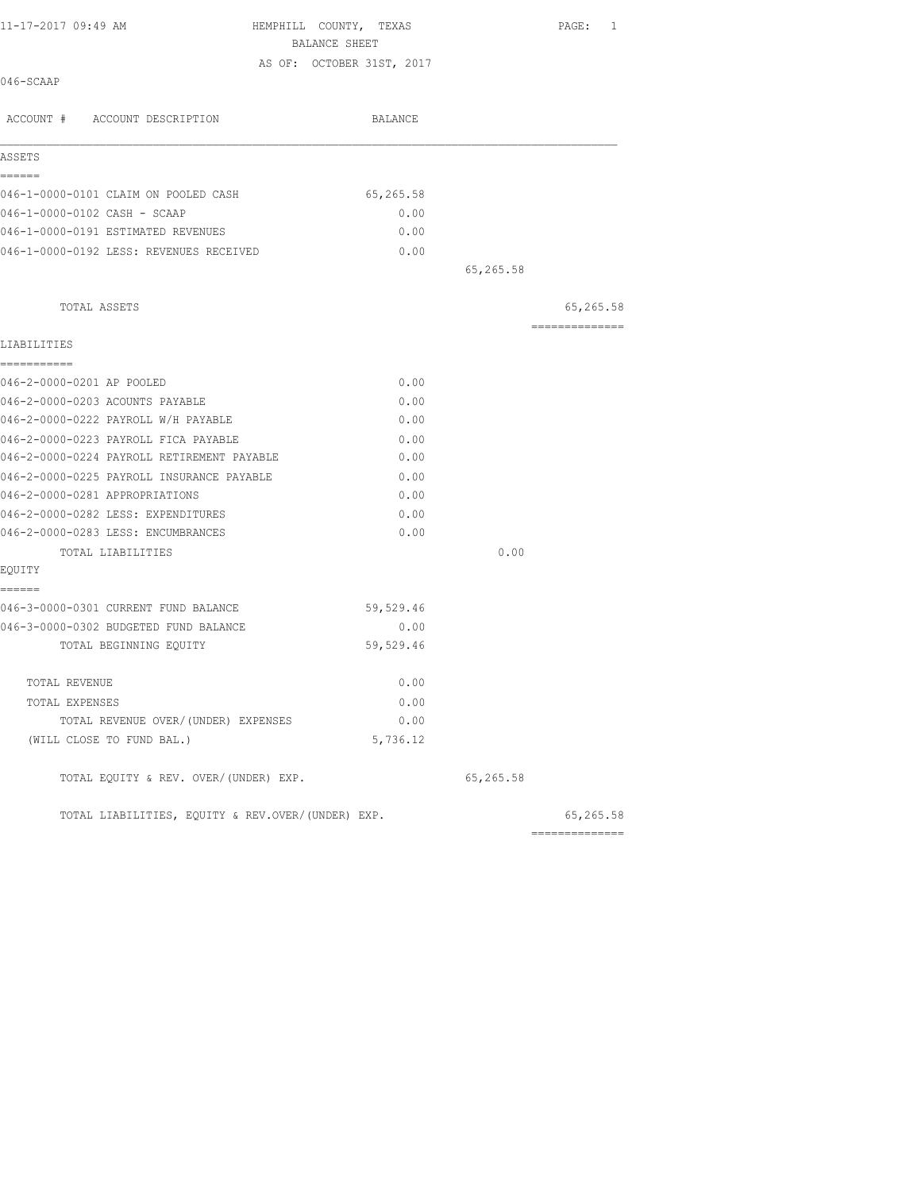11-17-2017 09:49 AM

# HEMPHILL COUNTY, TEXAS
## BALANCE SHEET
### AS OF: OCTOBER 31ST, 2017

046-SCAAP

| ACCOUNT # ACCOUNT DESCRIPTION | BALANCE | | |
|---|---|---|---|
| **ASSETS** | | | |
| 046-1-0000-0101 CLAIM ON POOLED CASH | 65,265.58 | | |
| 046-1-0000-0102 CASH - SCAAP | 0.00 | | |
| 046-1-0000-0191 ESTIMATED REVENUES | 0.00 | | |
| 046-1-0000-0192 LESS: REVENUES RECEIVED | 0.00 | | |
| | | 65,265.58 | |
| TOTAL ASSETS | | | 65,265.58 |
| **LIABILITIES** | | | |
| 046-2-0000-0201 AP POOLED | 0.00 | | |
| 046-2-0000-0203 ACOUNTS PAYABLE | 0.00 | | |
| 046-2-0000-0222 PAYROLL W/H PAYABLE | 0.00 | | |
| 046-2-0000-0223 PAYROLL FICA PAYABLE | 0.00 | | |
| 046-2-0000-0224 PAYROLL RETIREMENT PAYABLE | 0.00 | | |
| 046-2-0000-0225 PAYROLL INSURANCE PAYABLE | 0.00 | | |
| 046-2-0000-0281 APPROPRIATIONS | 0.00 | | |
| 046-2-0000-0282 LESS: EXPENDITURES | 0.00 | | |
| 046-2-0000-0283 LESS: ENCUMBRANCES | 0.00 | | |
| TOTAL LIABILITIES | | 0.00 | |
| **EQUITY** | | | |
| 046-3-0000-0301 CURRENT FUND BALANCE | 59,529.46 | | |
| 046-3-0000-0302 BUDGETED FUND BALANCE | 0.00 | | |
| TOTAL BEGINNING EQUITY | 59,529.46 | | |
| TOTAL REVENUE | 0.00 | | |
| TOTAL EXPENSES | 0.00 | | |
| TOTAL REVENUE OVER/(UNDER) EXPENSES | 0.00 | | |
| (WILL CLOSE TO FUND BAL.) | 5,736.12 | | |
| TOTAL EQUITY & REV. OVER/(UNDER) EXP. | | 65,265.58 | |
| TOTAL LIABILITIES, EQUITY & REV.OVER/(UNDER) EXP. | | | 65,265.58 |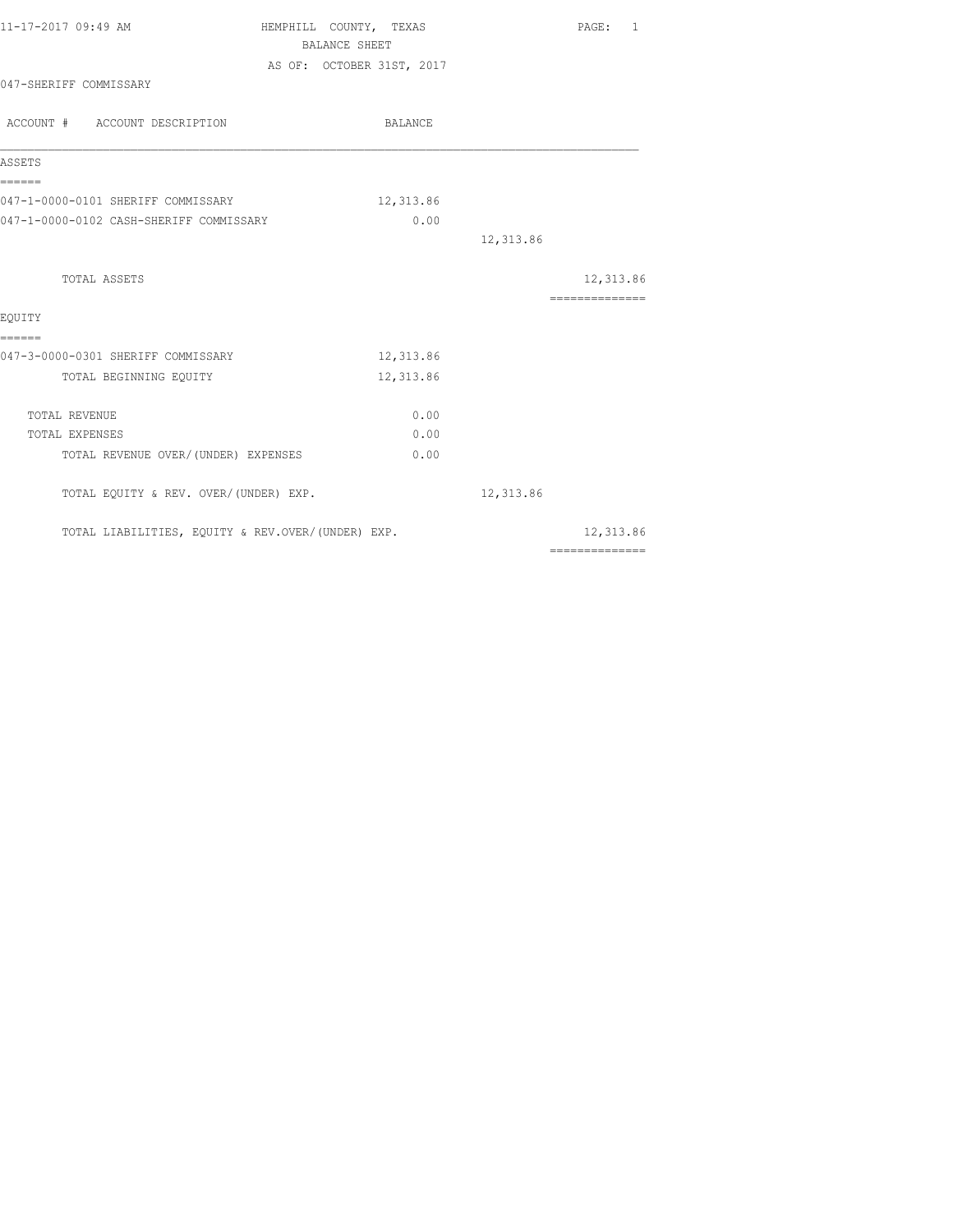11-17-2017 09:49 AM

# HEMPHILL COUNTY, TEXAS
## BALANCE SHEET
### AS OF: OCTOBER 31ST, 2017

047-SHERIFF COMMISSARY

| ACCOUNT # ACCOUNT DESCRIPTION | BALANCE | | |
|---|---|---|---|
| **ASSETS** | | | |
| 047-1-0000-0101 SHERIFF COMMISSARY | 12,313.86 | | |
| 047-1-0000-0102 CASH-SHERIFF COMMISSARY | 0.00 | | |
| | | 12,313.86 | |
| TOTAL ASSETS | | | 12,313.86 |
| **EQUITY** | | | |
| 047-3-0000-0301 SHERIFF COMMISSARY | 12,313.86 | | |
| TOTAL BEGINNING EQUITY | 12,313.86 | | |
| TOTAL REVENUE | 0.00 | | |
| TOTAL EXPENSES | 0.00 | | |
| TOTAL REVENUE OVER/(UNDER) EXPENSES | 0.00 | | |
| TOTAL EQUITY & REV. OVER/(UNDER) EXP. | | 12,313.86 | |
| TOTAL LIABILITIES, EQUITY & REV.OVER/(UNDER) EXP. | | | 12,313.86 |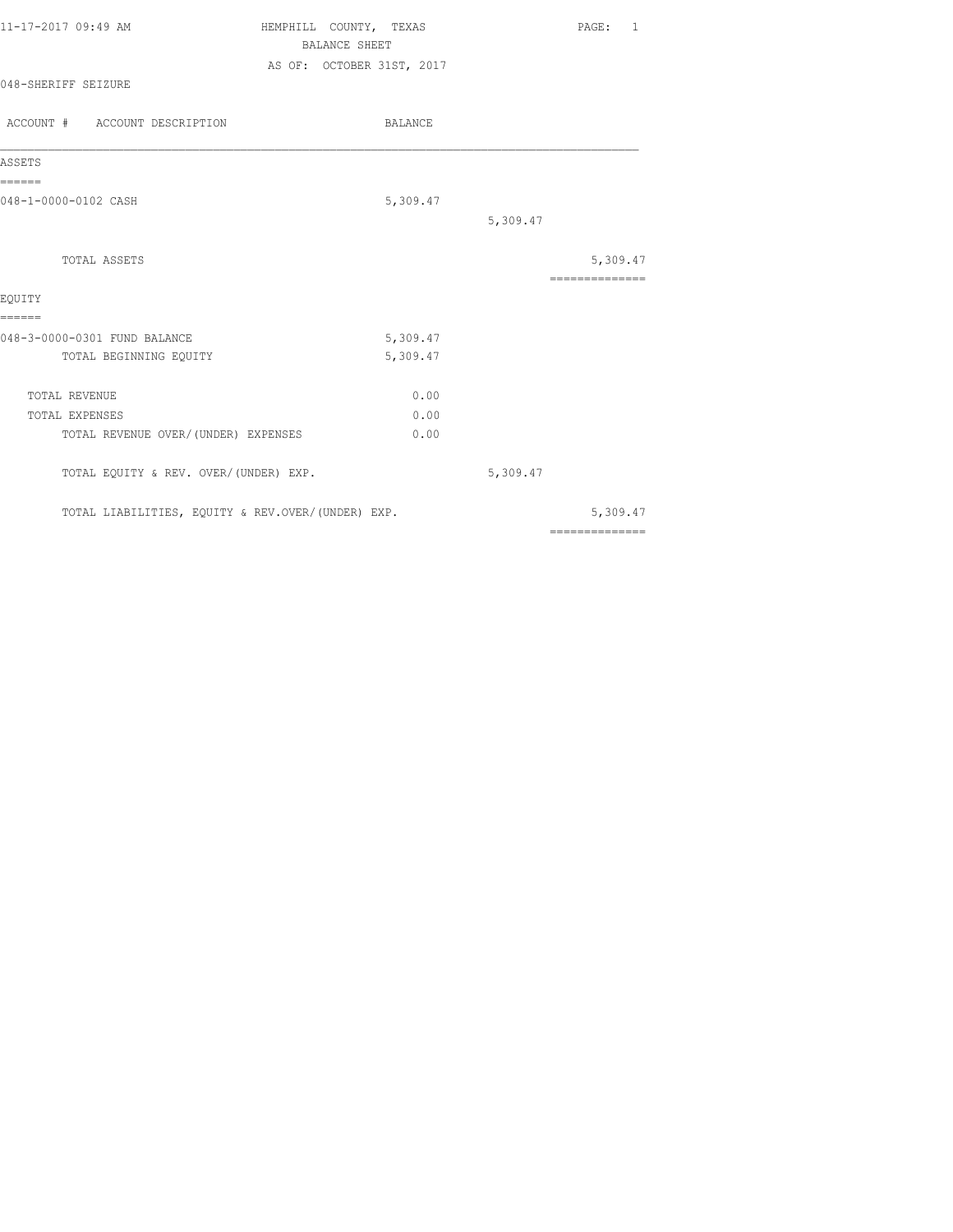11-17-2017 09:49 AM HEMPHILL COUNTY, TEXAS PAGE: 1

BALANCE SHEET

AS OF: OCTOBER 31ST, 2017

048-SHERIFF SEIZURE

| ACCOUNT # ACCOUNT DESCRIPTION | BALANCE | | |
|---|---|---|---|
| **ASSETS** | | | |
| 048-1-0000-0102 CASH | 5,309.47 | | |
| | | 5,309.47 | |
| TOTAL ASSETS | | | 5,309.47 |
| **EQUITY** | | | |
| 048-3-0000-0301 FUND BALANCE | 5,309.47 | | |
| TOTAL BEGINNING EQUITY | 5,309.47 | | |
| TOTAL REVENUE | 0.00 | | |
| TOTAL EXPENSES | 0.00 | | |
| TOTAL REVENUE OVER/(UNDER) EXPENSES | 0.00 | | |
| TOTAL EQUITY & REV. OVER/(UNDER) EXP. | | 5,309.47 | |
| TOTAL LIABILITIES, EQUITY & REV.OVER/(UNDER) EXP. | | | 5,309.47 |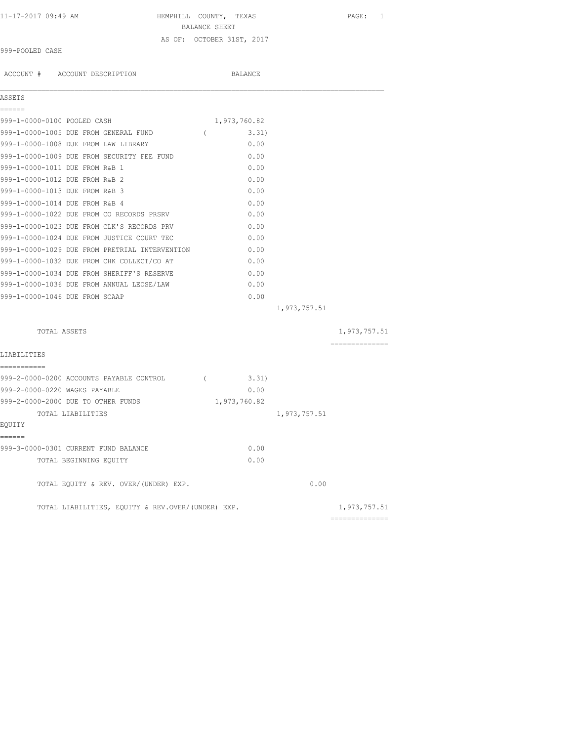11-17-2017 09:49 AM HEMPHILL COUNTY, TEXAS

BALANCE SHEET

AS OF: OCTOBER 31ST, 2017

999-POOLED CASH

| ACCOUNT # ACCOUNT DESCRIPTION | BALANCE | | |
|---|---|---|---|
| **ASSETS** | | | |
| 999-1-0000-0100 POOLED CASH | 1,973,760.82 | | |
| 999-1-0000-1005 DUE FROM GENERAL FUND | ( 3.31) | | |
| 999-1-0000-1008 DUE FROM LAW LIBRARY | 0.00 | | |
| 999-1-0000-1009 DUE FROM SECURITY FEE FUND | 0.00 | | |
| 999-1-0000-1011 DUE FROM R&B 1 | 0.00 | | |
| 999-1-0000-1012 DUE FROM R&B 2 | 0.00 | | |
| 999-1-0000-1013 DUE FROM R&B 3 | 0.00 | | |
| 999-1-0000-1014 DUE FROM R&B 4 | 0.00 | | |
| 999-1-0000-1022 DUE FROM CO RECORDS PRSRV | 0.00 | | |
| 999-1-0000-1023 DUE FROM CLK'S RECORDS PRV | 0.00 | | |
| 999-1-0000-1024 DUE FROM JUSTICE COURT TEC | 0.00 | | |
| 999-1-0000-1029 DUE FROM PRETRIAL INTERVENTION | 0.00 | | |
| 999-1-0000-1032 DUE FROM CHK COLLECT/CO AT | 0.00 | | |
| 999-1-0000-1034 DUE FROM SHERIFF'S RESERVE | 0.00 | | |
| 999-1-0000-1036 DUE FROM ANNUAL LEOSE/LAW | 0.00 | | |
| 999-1-0000-1046 DUE FROM SCAAP | 0.00 | | |
| | | 1,973,757.51 | |
| TOTAL ASSETS | | | 1,973,757.51 |
| **LIABILITIES** | | | |
| 999-2-0000-0200 ACCOUNTS PAYABLE CONTROL | ( 3.31) | | |
| 999-2-0000-0220 WAGES PAYABLE | 0.00 | | |
| 999-2-0000-2000 DUE TO OTHER FUNDS | 1,973,760.82 | | |
| TOTAL LIABILITIES | | 1,973,757.51 | |
| **EQUITY** | | | |
| 999-3-0000-0301 CURRENT FUND BALANCE | 0.00 | | |
| TOTAL BEGINNING EQUITY | 0.00 | | |
| TOTAL EQUITY & REV. OVER/(UNDER) EXP. | | 0.00 | |
| TOTAL LIABILITIES, EQUITY & REV.OVER/(UNDER) EXP. | | | 1,973,757.51 |